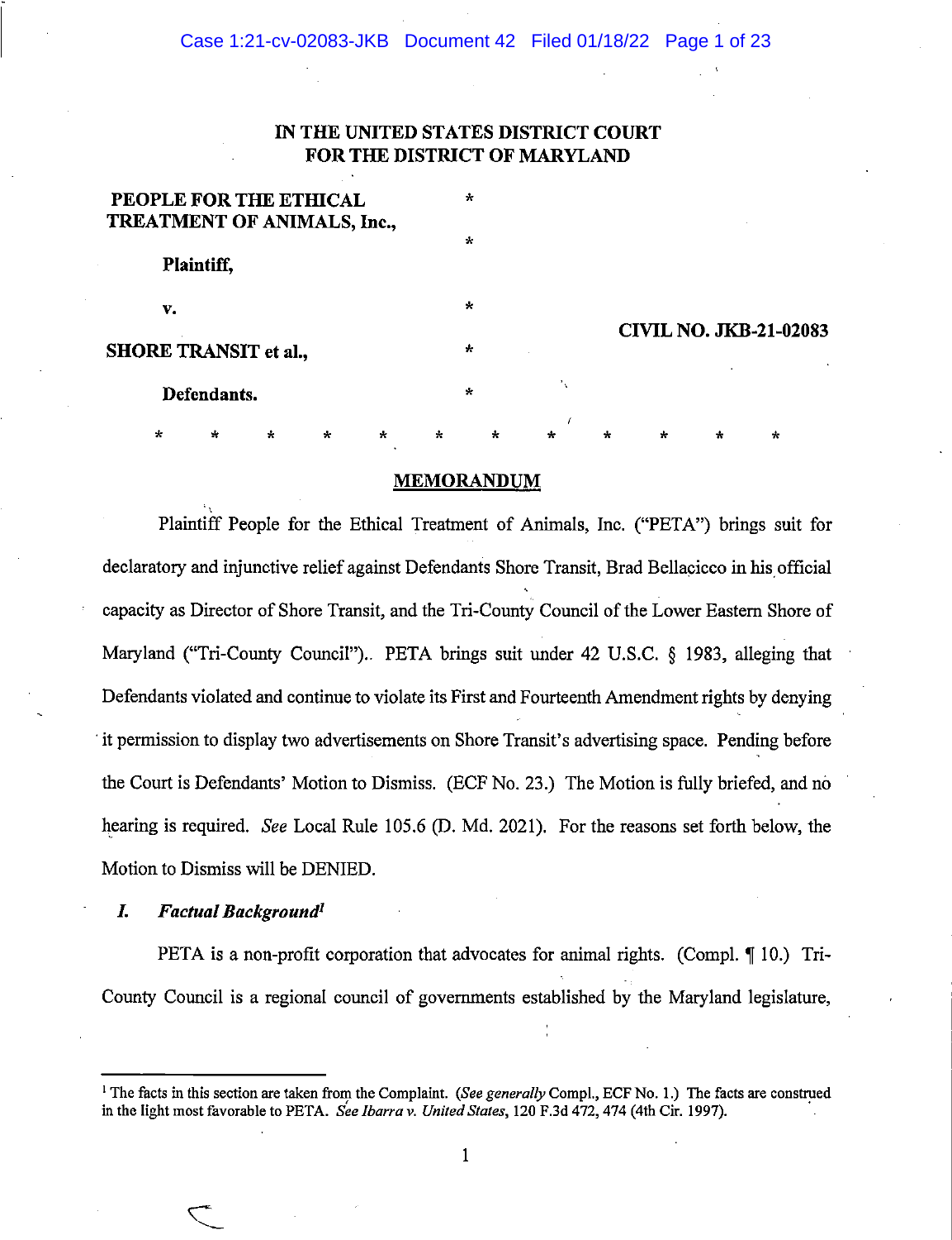IN THE UNITED STATES DISTRICT COURT
FOR THE DISTRICT OF MARYLAND

**PEOPLE FOR THE ETHICAL TREATMENT OF ANIMALS, Inc.,** *

*

**Plaintiff,**

**v.** *

**CIVIL NO. JKB-21-02083**

**SHORE TRANSIT et al.,** *

**Defendants.** *

\* \* \* \* \* \* \* \* \* \* \* \*

## MEMORANDUM

Plaintiff People for the Ethical Treatment of Animals, Inc. ("PETA") brings suit for declaratory and injunctive relief against Defendants Shore Transit, Brad Bellacicco in his official capacity as Director of Shore Transit, and the Tri-County Council of the Lower Eastern Shore of Maryland ("Tri-County Council"). PETA brings suit under 42 U.S.C. § 1983, alleging that Defendants violated and continue to violate its First and Fourteenth Amendment rights by denying it permission to display two advertisements on Shore Transit's advertising space. Pending before the Court is Defendants' Motion to Dismiss. (ECF No. 23.) The Motion is fully briefed, and no hearing is required. *See* Local Rule 105.6 (D. Md. 2021). For the reasons set forth below, the Motion to Dismiss will be DENIED.

### *I. Factual Background*[1]

PETA is a non-profit corporation that advocates for animal rights. (Compl. ¶ 10.) Tri-County Council is a regional council of governments established by the Maryland legislature,

[1] The facts in this section are taken from the Complaint. (*See generally* Compl., ECF No. 1.) The facts are construed in the light most favorable to PETA. *See Ibarra v. United States*, 120 F.3d 472, 474 (4th Cir. 1997).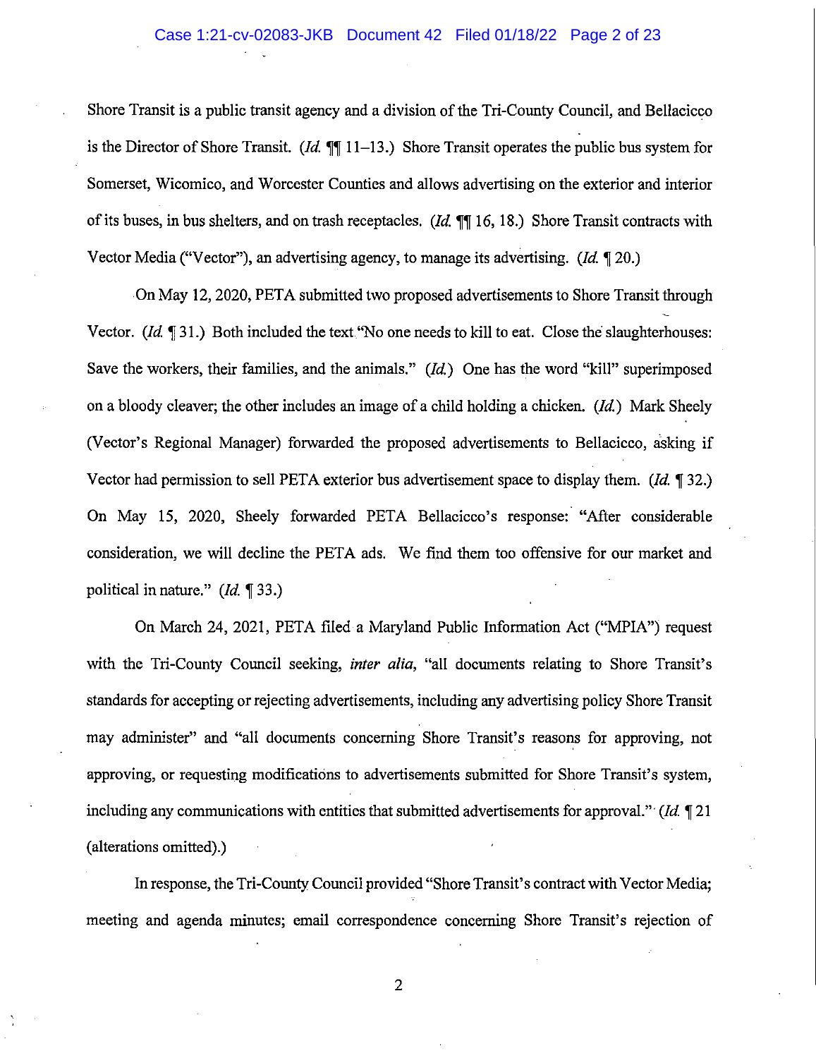Shore Transit is a public transit agency and a division of the Tri-County Council, and Bellacicco is the Director of Shore Transit. (*Id.* ¶¶ 11–13.) Shore Transit operates the public bus system for Somerset, Wicomico, and Worcester Counties and allows advertising on the exterior and interior of its buses, in bus shelters, and on trash receptacles. (*Id.* ¶¶ 16, 18.) Shore Transit contracts with Vector Media ("Vector"), an advertising agency, to manage its advertising. (*Id.* ¶ 20.)

On May 12, 2020, PETA submitted two proposed advertisements to Shore Transit through Vector. (*Id.* ¶ 31.) Both included the text "No one needs to kill to eat. Close the slaughterhouses: Save the workers, their families, and the animals." (*Id.*) One has the word "kill" superimposed on a bloody cleaver; the other includes an image of a child holding a chicken. (*Id.*) Mark Sheely (Vector's Regional Manager) forwarded the proposed advertisements to Bellacicco, asking if Vector had permission to sell PETA exterior bus advertisement space to display them. (*Id.* ¶ 32.) On May 15, 2020, Sheely forwarded PETA Bellacicco's response: "After considerable consideration, we will decline the PETA ads. We find them too offensive for our market and political in nature." (*Id.* ¶ 33.)

On March 24, 2021, PETA filed a Maryland Public Information Act ("MPIA") request with the Tri-County Council seeking, *inter alia*, "all documents relating to Shore Transit's standards for accepting or rejecting advertisements, including any advertising policy Shore Transit may administer" and "all documents concerning Shore Transit's reasons for approving, not approving, or requesting modifications to advertisements submitted for Shore Transit's system, including any communications with entities that submitted advertisements for approval." (*Id.* ¶ 21 (alterations omitted).)

In response, the Tri-County Council provided "Shore Transit's contract with Vector Media; meeting and agenda minutes; email correspondence concerning Shore Transit's rejection of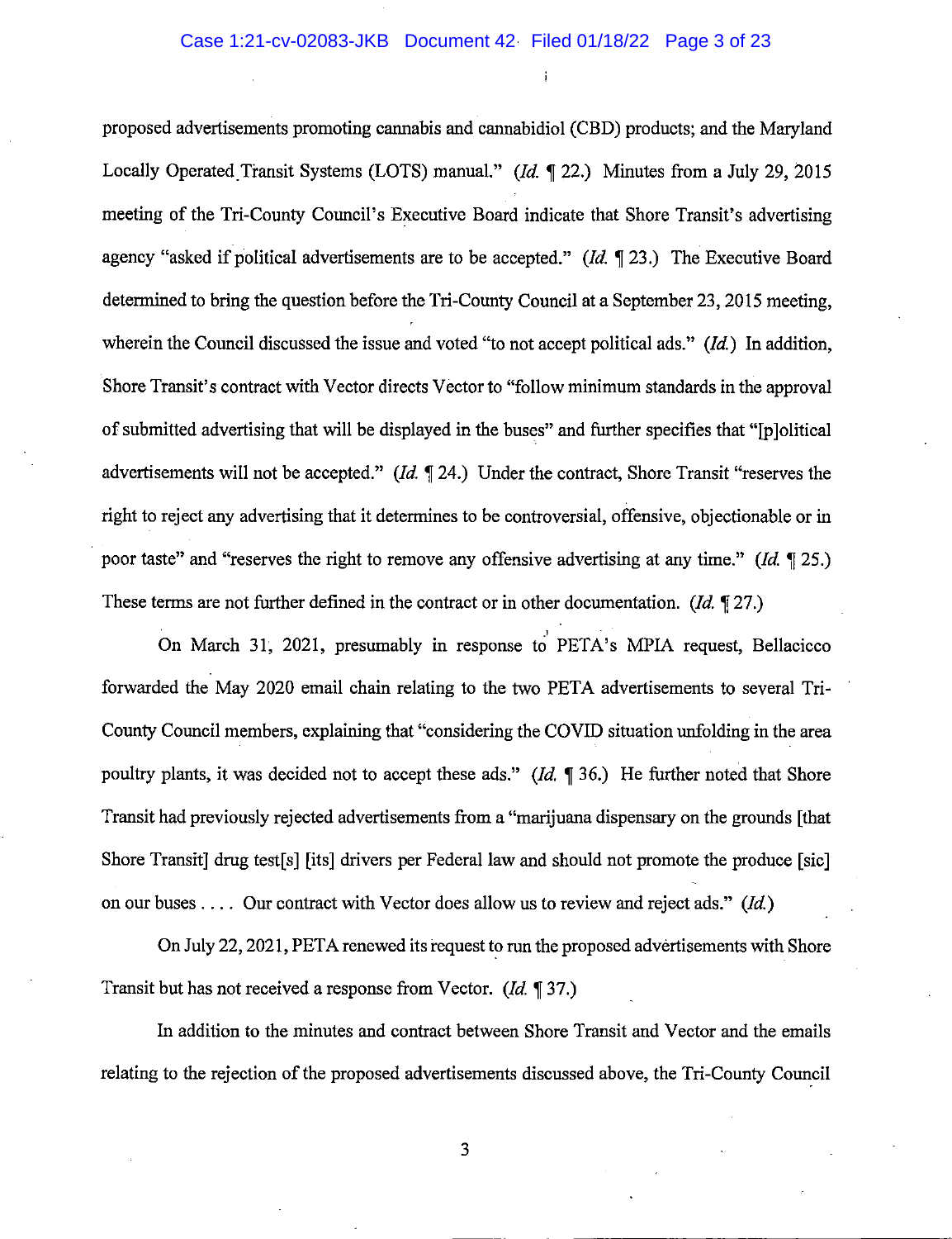proposed advertisements promoting cannabis and cannabidiol (CBD) products; and the Maryland Locally Operated Transit Systems (LOTS) manual." (*Id.* ¶ 22.) Minutes from a July 29, 2015 meeting of the Tri-County Council's Executive Board indicate that Shore Transit's advertising agency "asked if political advertisements are to be accepted." (*Id.* ¶ 23.) The Executive Board determined to bring the question before the Tri-County Council at a September 23, 2015 meeting, wherein the Council discussed the issue and voted "to not accept political ads." (*Id.*) In addition, Shore Transit's contract with Vector directs Vector to "follow minimum standards in the approval of submitted advertising that will be displayed in the buses" and further specifies that "[p]olitical advertisements will not be accepted." (*Id.* ¶ 24.) Under the contract, Shore Transit "reserves the right to reject any advertising that it determines to be controversial, offensive, objectionable or in poor taste" and "reserves the right to remove any offensive advertising at any time." (*Id.* ¶ 25.) These terms are not further defined in the contract or in other documentation. (*Id.* ¶ 27.)

On March 31, 2021, presumably in response to PETA's MPIA request, Bellacicco forwarded the May 2020 email chain relating to the two PETA advertisements to several Tri-County Council members, explaining that "considering the COVID situation unfolding in the area poultry plants, it was decided not to accept these ads." (*Id.* ¶ 36.) He further noted that Shore Transit had previously rejected advertisements from a "marijuana dispensary on the grounds [that Shore Transit] drug test[s] [its] drivers per Federal law and should not promote the produce [sic] on our buses . . . . Our contract with Vector does allow us to review and reject ads." (*Id.*)

On July 22, 2021, PETA renewed its request to run the proposed advertisements with Shore Transit but has not received a response from Vector. (*Id.* ¶ 37.)

In addition to the minutes and contract between Shore Transit and Vector and the emails relating to the rejection of the proposed advertisements discussed above, the Tri-County Council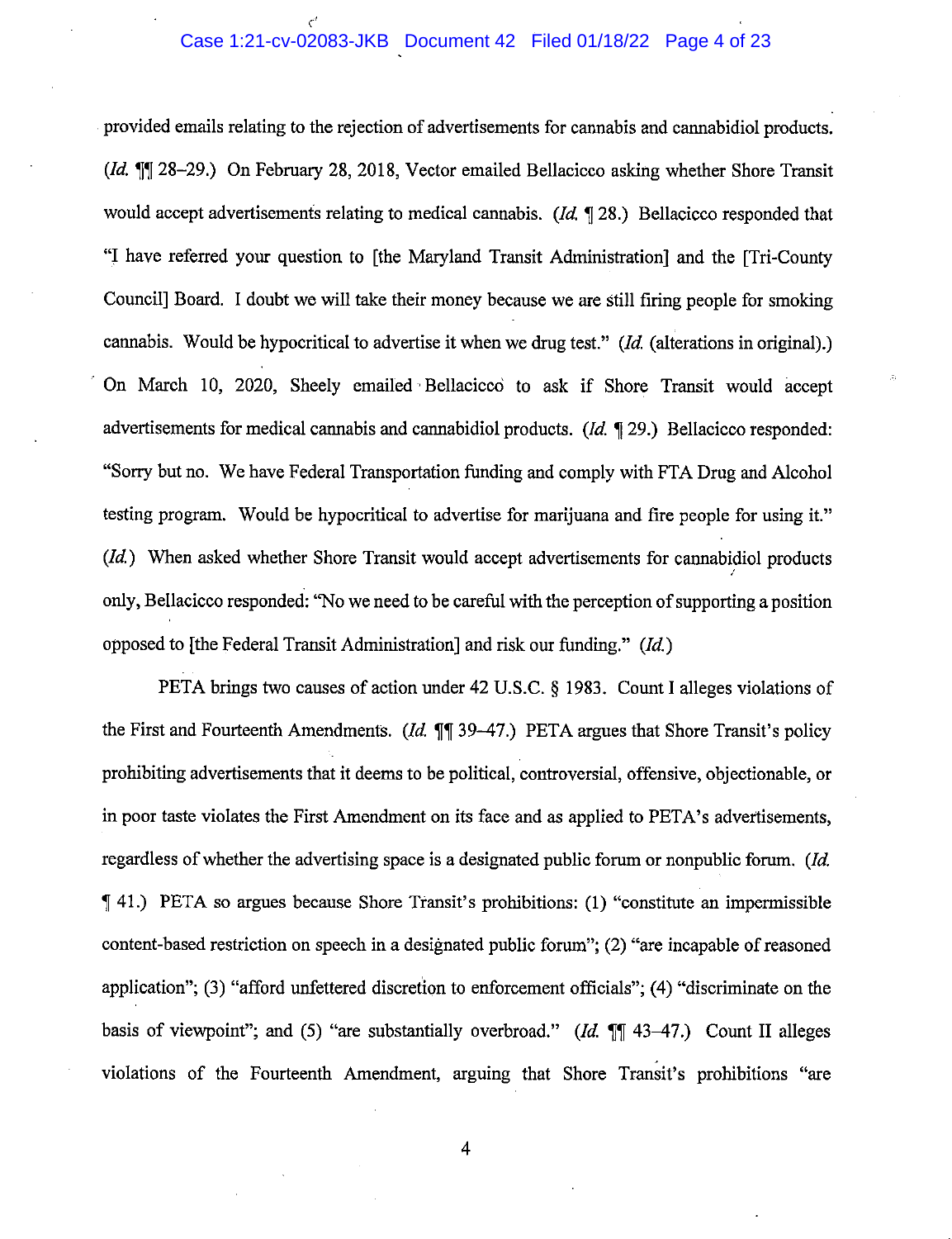provided emails relating to the rejection of advertisements for cannabis and cannabidiol products. (*Id.* ¶¶ 28–29.) On February 28, 2018, Vector emailed Bellacicco asking whether Shore Transit would accept advertisements relating to medical cannabis. (*Id.* ¶ 28.) Bellacicco responded that "I have referred your question to [the Maryland Transit Administration] and the [Tri-County Council] Board. I doubt we will take their money because we are still firing people for smoking cannabis. Would be hypocritical to advertise it when we drug test." (*Id.* (alterations in original).) On March 10, 2020, Sheely emailed Bellacicco to ask if Shore Transit would accept advertisements for medical cannabis and cannabidiol products. (*Id.* ¶ 29.) Bellacicco responded: "Sorry but no. We have Federal Transportation funding and comply with FTA Drug and Alcohol testing program. Would be hypocritical to advertise for marijuana and fire people for using it." (*Id.*) When asked whether Shore Transit would accept advertisements for cannabidiol products only, Bellacicco responded: "No we need to be careful with the perception of supporting a position opposed to [the Federal Transit Administration] and risk our funding." (*Id.*)

PETA brings two causes of action under 42 U.S.C. § 1983. Count I alleges violations of the First and Fourteenth Amendments. (*Id.* ¶¶ 39–47.) PETA argues that Shore Transit's policy prohibiting advertisements that it deems to be political, controversial, offensive, objectionable, or in poor taste violates the First Amendment on its face and as applied to PETA's advertisements, regardless of whether the advertising space is a designated public forum or nonpublic forum. (*Id.* ¶ 41.) PETA so argues because Shore Transit's prohibitions: (1) "constitute an impermissible content-based restriction on speech in a designated public forum"; (2) "are incapable of reasoned application"; (3) "afford unfettered discretion to enforcement officials"; (4) "discriminate on the basis of viewpoint"; and (5) "are substantially overbroad." (*Id.* ¶¶ 43–47.) Count II alleges violations of the Fourteenth Amendment, arguing that Shore Transit's prohibitions "are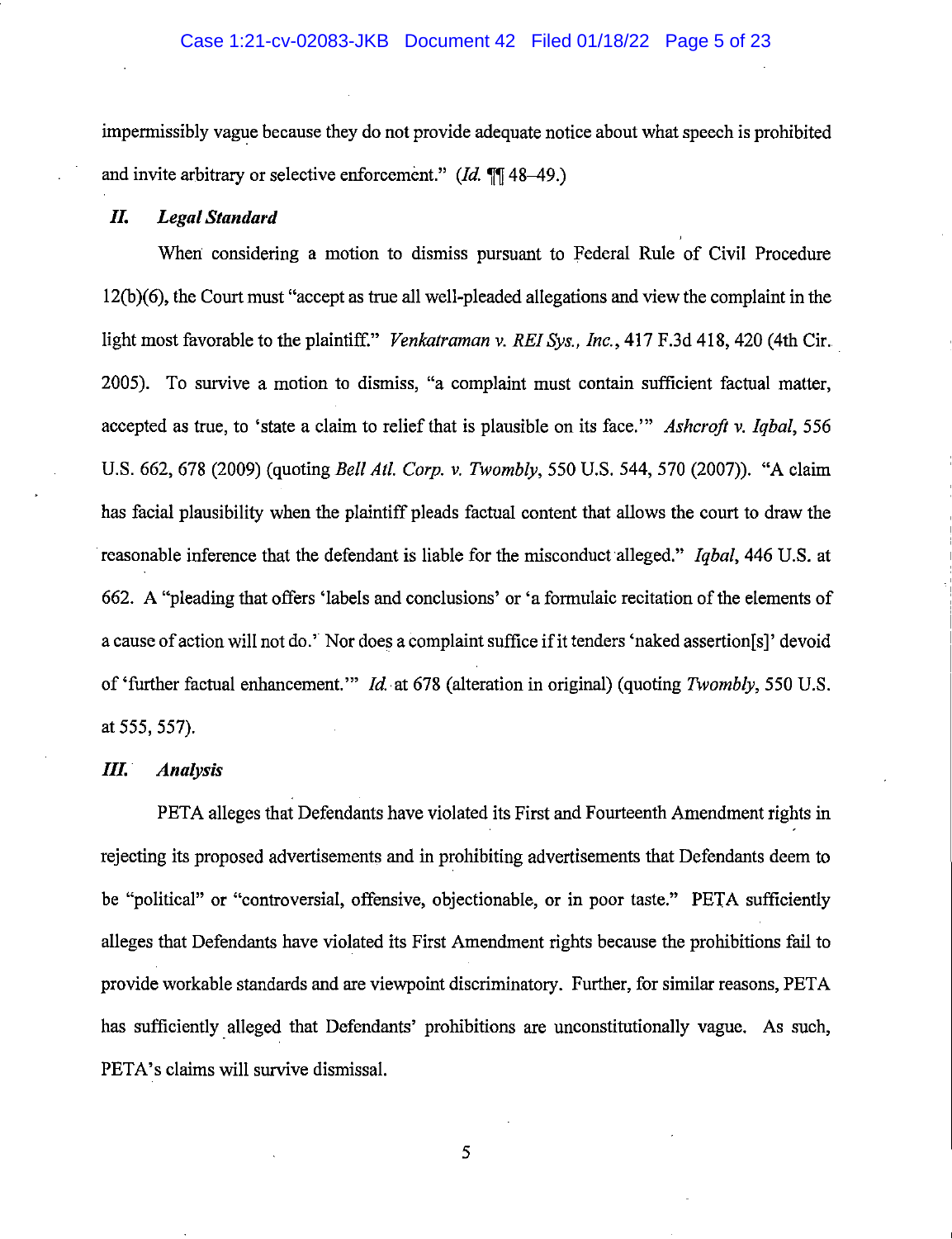impermissibly vague because they do not provide adequate notice about what speech is prohibited and invite arbitrary or selective enforcement." (*Id.* ¶¶ 48–49.)

## *II. Legal Standard*

When considering a motion to dismiss pursuant to Federal Rule of Civil Procedure 12(b)(6), the Court must "accept as true all well-pleaded allegations and view the complaint in the light most favorable to the plaintiff." *Venkatraman v. REI Sys., Inc.*, 417 F.3d 418, 420 (4th Cir. 2005). To survive a motion to dismiss, "a complaint must contain sufficient factual matter, accepted as true, to 'state a claim to relief that is plausible on its face.'" *Ashcroft v. Iqbal*, 556 U.S. 662, 678 (2009) (quoting *Bell Atl. Corp. v. Twombly*, 550 U.S. 544, 570 (2007)). "A claim has facial plausibility when the plaintiff pleads factual content that allows the court to draw the reasonable inference that the defendant is liable for the misconduct alleged." *Iqbal*, 446 U.S. at 662. A "pleading that offers 'labels and conclusions' or 'a formulaic recitation of the elements of a cause of action will not do.' Nor does a complaint suffice if it tenders 'naked assertion[s]' devoid of 'further factual enhancement.'" *Id.* at 678 (alteration in original) (quoting *Twombly*, 550 U.S. at 555, 557).

## *III. Analysis*

PETA alleges that Defendants have violated its First and Fourteenth Amendment rights in rejecting its proposed advertisements and in prohibiting advertisements that Defendants deem to be "political" or "controversial, offensive, objectionable, or in poor taste." PETA sufficiently alleges that Defendants have violated its First Amendment rights because the prohibitions fail to provide workable standards and are viewpoint discriminatory. Further, for similar reasons, PETA has sufficiently alleged that Defendants' prohibitions are unconstitutionally vague. As such, PETA's claims will survive dismissal.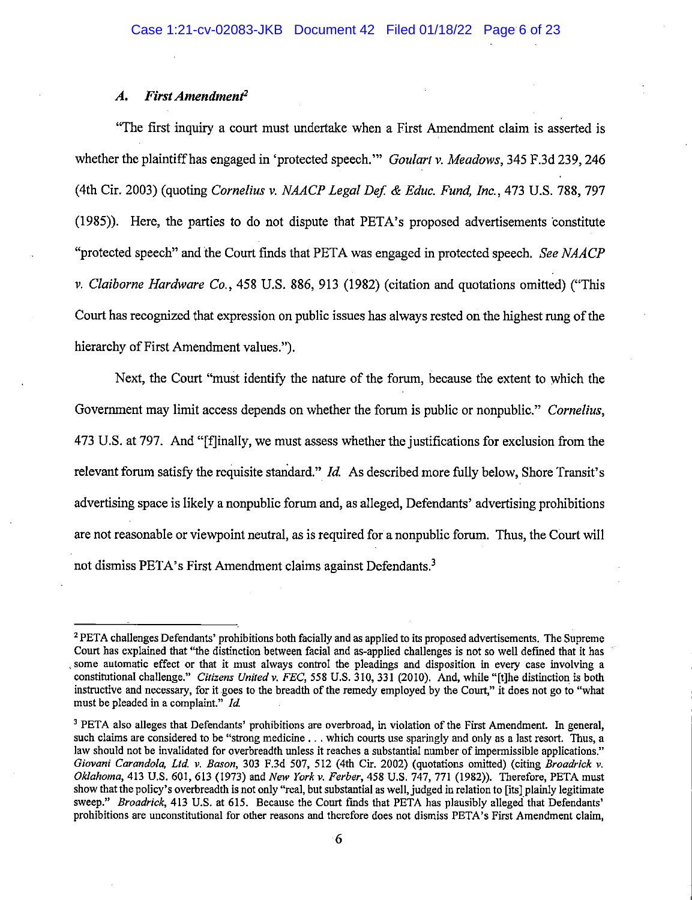### *A. First Amendment*[2]

"The first inquiry a court must undertake when a First Amendment claim is asserted is whether the plaintiff has engaged in 'protected speech.'" *Goulart v. Meadows*, 345 F.3d 239, 246 (4th Cir. 2003) (quoting *Cornelius v. NAACP Legal Def. & Educ. Fund, Inc.*, 473 U.S. 788, 797 (1985)). Here, the parties to do not dispute that PETA's proposed advertisements constitute "protected speech" and the Court finds that PETA was engaged in protected speech. *See NAACP v. Claiborne Hardware Co.*, 458 U.S. 886, 913 (1982) (citation and quotations omitted) ("This Court has recognized that expression on public issues has always rested on the highest rung of the hierarchy of First Amendment values.").

Next, the Court "must identify the nature of the forum, because the extent to which the Government may limit access depends on whether the forum is public or nonpublic." *Cornelius*, 473 U.S. at 797. And "[f]inally, we must assess whether the justifications for exclusion from the relevant forum satisfy the requisite standard." *Id.* As described more fully below, Shore Transit's advertising space is likely a nonpublic forum and, as alleged, Defendants' advertising prohibitions are not reasonable or viewpoint neutral, as is required for a nonpublic forum. Thus, the Court will not dismiss PETA's First Amendment claims against Defendants.[3]

---

[2] PETA challenges Defendants' prohibitions both facially and as applied to its proposed advertisements. The Supreme Court has explained that "the distinction between facial and as-applied challenges is not so well defined that it has some automatic effect or that it must always control the pleadings and disposition in every case involving a constitutional challenge." *Citizens United v. FEC*, 558 U.S. 310, 331 (2010). And, while "[t]he distinction is both instructive and necessary, for it goes to the breadth of the remedy employed by the Court," it does not go to "what must be pleaded in a complaint." *Id.*

[3] PETA also alleges that Defendants' prohibitions are overbroad, in violation of the First Amendment. In general, such claims are considered to be "strong medicine . . . which courts use sparingly and only as a last resort. Thus, a law should not be invalidated for overbreadth unless it reaches a substantial number of impermissible applications." *Giovani Carandola, Ltd. v. Bason*, 303 F.3d 507, 512 (4th Cir. 2002) (quotations omitted) (citing *Broadrick v. Oklahoma*, 413 U.S. 601, 613 (1973) and *New York v. Ferber*, 458 U.S. 747, 771 (1982)). Therefore, PETA must show that the policy's overbreadth is not only "real, but substantial as well, judged in relation to [its] plainly legitimate sweep." *Broadrick*, 413 U.S. at 615. Because the Court finds that PETA has plausibly alleged that Defendants' prohibitions are unconstitutional for other reasons and therefore does not dismiss PETA's First Amendment claim,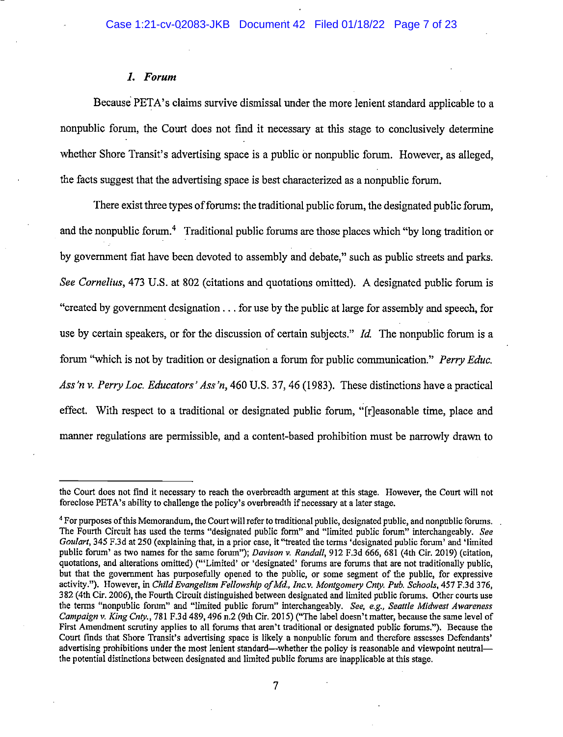### *1. Forum*

Because PETA's claims survive dismissal under the more lenient standard applicable to a nonpublic forum, the Court does not find it necessary at this stage to conclusively determine whether Shore Transit's advertising space is a public or nonpublic forum. However, as alleged, the facts suggest that the advertising space is best characterized as a nonpublic forum.

There exist three types of forums: the traditional public forum, the designated public forum, and the nonpublic forum.[4] Traditional public forums are those places which "by long tradition or by government fiat have been devoted to assembly and debate," such as public streets and parks. *See Cornelius*, 473 U.S. at 802 (citations and quotations omitted). A designated public forum is "created by government designation . . . for use by the public at large for assembly and speech, for use by certain speakers, or for the discussion of certain subjects." *Id.* The nonpublic forum is a forum "which is not by tradition or designation a forum for public communication." *Perry Educ. Ass'n v. Perry Loc. Educators' Ass'n*, 460 U.S. 37, 46 (1983). These distinctions have a practical effect. With respect to a traditional or designated public forum, "[r]easonable time, place and manner regulations are permissible, and a content-based prohibition must be narrowly drawn to

---

the Court does not find it necessary to reach the overbreadth argument at this stage. However, the Court will not foreclose PETA's ability to challenge the policy's overbreadth if necessary at a later stage.

[4] For purposes of this Memorandum, the Court will refer to traditional public, designated public, and nonpublic forums. The Fourth Circuit has used the terms "designated public form" and "limited public forum" interchangeably. *See Goulart*, 345 F.3d at 250 (explaining that, in a prior case, it "treated the terms 'designated public forum' and 'limited public forum' as two names for the same forum"); *Davison v. Randall*, 912 F.3d 666, 681 (4th Cir. 2019) (citation, quotations, and alterations omitted) ("'Limited' or 'designated' forums are forums that are not traditionally public, but that the government has purposefully opened to the public, or some segment of the public, for expressive activity."). However, in *Child Evangelism Fellowship of Md., Inc.v. Montgomery Cnty. Pub. Schools*, 457 F.3d 376, 382 (4th Cir. 2006), the Fourth Circuit distinguished between designated and limited public forums. Other courts use the terms "nonpublic forum" and "limited public forum" interchangeably. *See, e.g., Seattle Midwest Awareness Campaign v. King Cnty.*, 781 F.3d 489, 496 n.2 (9th Cir. 2015) ("The label doesn't matter, because the same level of First Amendment scrutiny applies to all forums that aren't traditional or designated public forums."). Because the Court finds that Shore Transit's advertising space is likely a nonpublic forum and therefore assesses Defendants' advertising prohibitions under the most lenient standard—whether the policy is reasonable and viewpoint neutral—the potential distinctions between designated and limited public forums are inapplicable at this stage.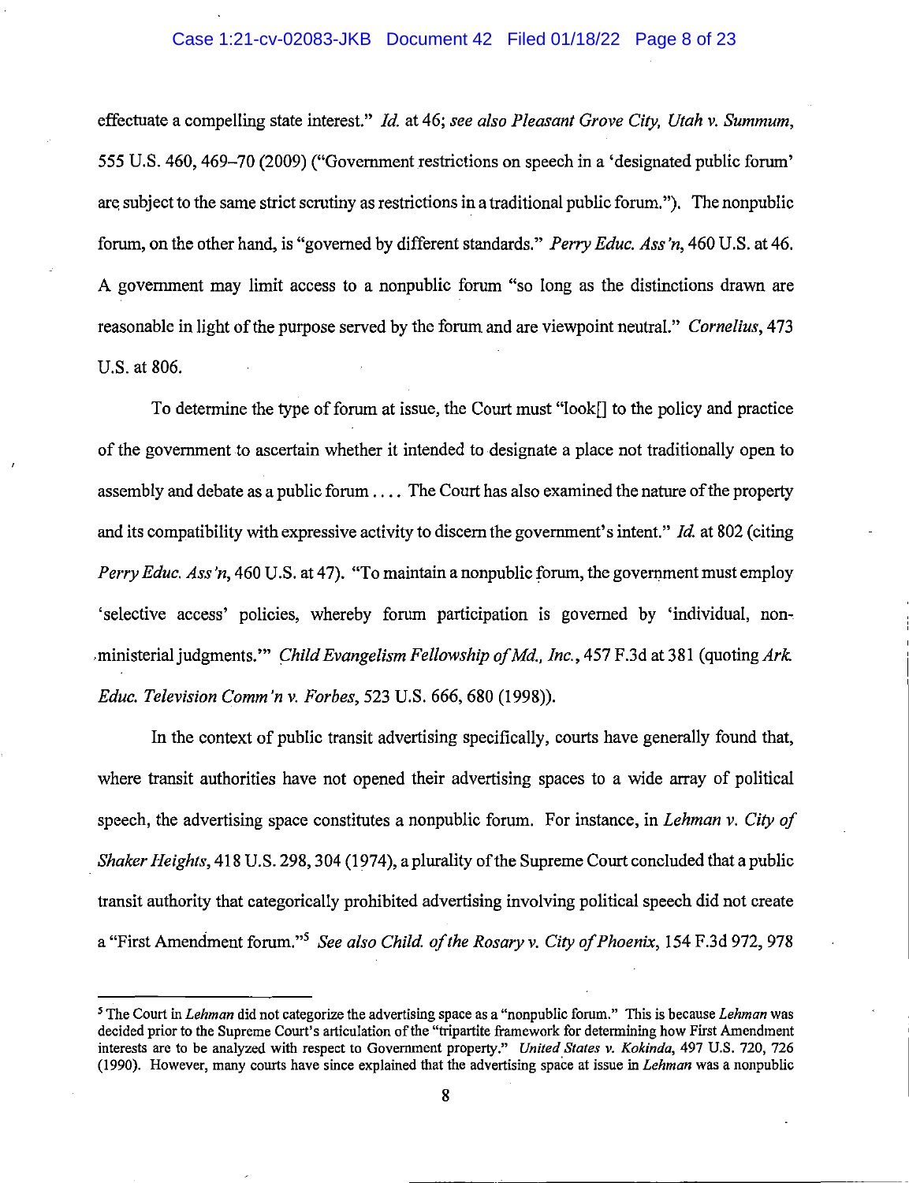effectuate a compelling state interest." *Id.* at 46; *see also Pleasant Grove City, Utah v. Summum*, 555 U.S. 460, 469–70 (2009) ("Government restrictions on speech in a 'designated public forum' are subject to the same strict scrutiny as restrictions in a traditional public forum."). The nonpublic forum, on the other hand, is "governed by different standards." *Perry Educ. Ass'n*, 460 U.S. at 46. A government may limit access to a nonpublic forum "so long as the distinctions drawn are reasonable in light of the purpose served by the forum and are viewpoint neutral." *Cornelius*, 473 U.S. at 806.

To determine the type of forum at issue, the Court must "look[] to the policy and practice of the government to ascertain whether it intended to designate a place not traditionally open to assembly and debate as a public forum . . . . The Court has also examined the nature of the property and its compatibility with expressive activity to discern the government's intent." *Id.* at 802 (citing *Perry Educ. Ass'n*, 460 U.S. at 47). "To maintain a nonpublic forum, the government must employ 'selective access' policies, whereby forum participation is governed by 'individual, non-ministerial judgments.'" *Child Evangelism Fellowship of Md., Inc.*, 457 F.3d at 381 (quoting *Ark. Educ. Television Comm'n v. Forbes*, 523 U.S. 666, 680 (1998)).

In the context of public transit advertising specifically, courts have generally found that, where transit authorities have not opened their advertising spaces to a wide array of political speech, the advertising space constitutes a nonpublic forum. For instance, in *Lehman v. City of Shaker Heights*, 418 U.S. 298, 304 (1974), a plurality of the Supreme Court concluded that a public transit authority that categorically prohibited advertising involving political speech did not create a "First Amendment forum."[5] *See also Child. of the Rosary v. City of Phoenix*, 154 F.3d 972, 978

---

[5] The Court in *Lehman* did not categorize the advertising space as a "nonpublic forum." This is because *Lehman* was decided prior to the Supreme Court's articulation of the "tripartite framework for determining how First Amendment interests are to be analyzed with respect to Government property." *United States v. Kokinda*, 497 U.S. 720, 726 (1990). However, many courts have since explained that the advertising space at issue in *Lehman* was a nonpublic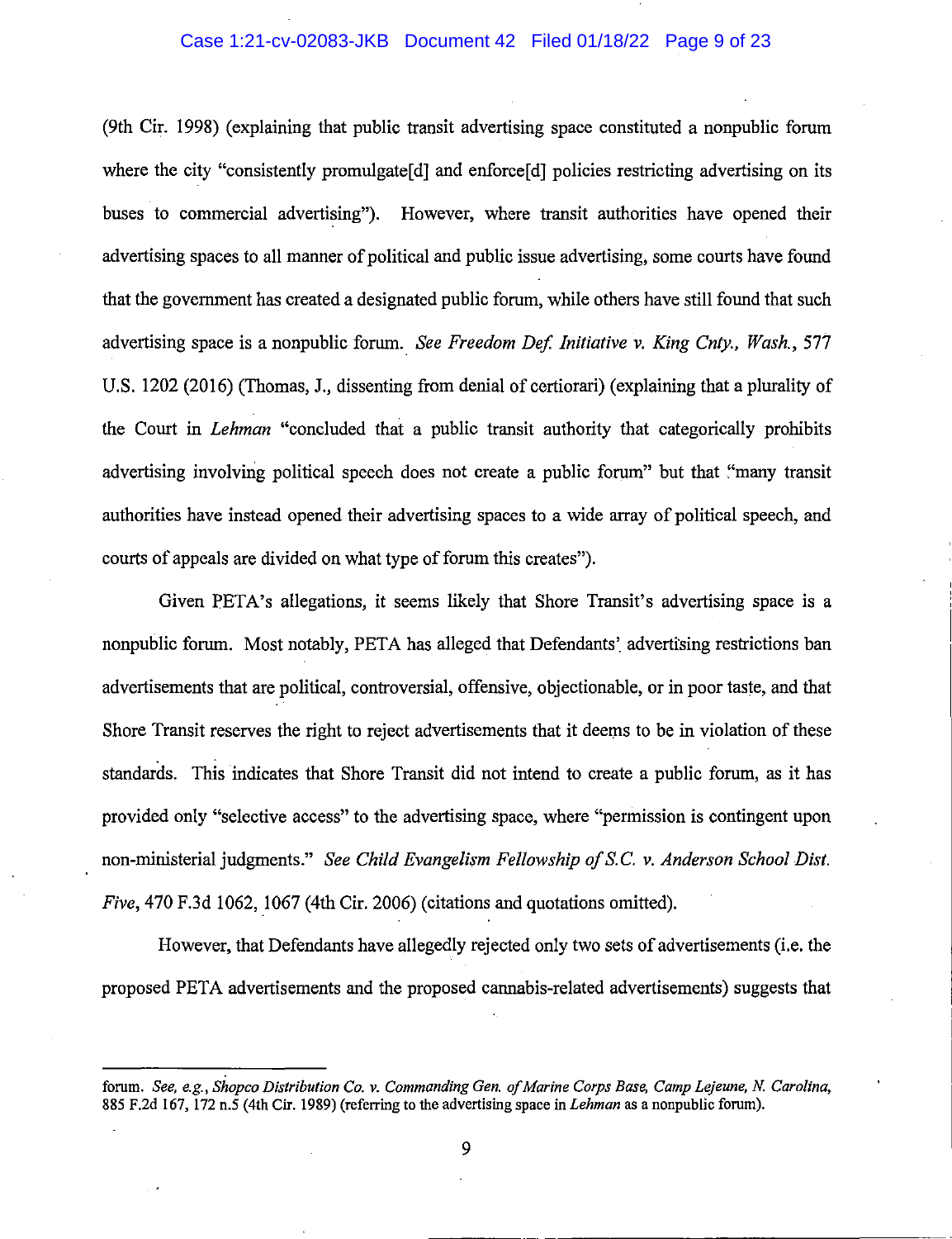(9th Cir. 1998) (explaining that public transit advertising space constituted a nonpublic forum where the city "consistently promulgate[d] and enforce[d] policies restricting advertising on its buses to commercial advertising"). However, where transit authorities have opened their advertising spaces to all manner of political and public issue advertising, some courts have found that the government has created a designated public forum, while others have still found that such advertising space is a nonpublic forum. *See Freedom Def. Initiative v. King Cnty., Wash.*, 577 U.S. 1202 (2016) (Thomas, J., dissenting from denial of certiorari) (explaining that a plurality of the Court in *Lehman* "concluded that a public transit authority that categorically prohibits advertising involving political speech does not create a public forum" but that "many transit authorities have instead opened their advertising spaces to a wide array of political speech, and courts of appeals are divided on what type of forum this creates").

Given PETA's allegations, it seems likely that Shore Transit's advertising space is a nonpublic forum. Most notably, PETA has alleged that Defendants' advertising restrictions ban advertisements that are political, controversial, offensive, objectionable, or in poor taste, and that Shore Transit reserves the right to reject advertisements that it deems to be in violation of these standards. This indicates that Shore Transit did not intend to create a public forum, as it has provided only "selective access" to the advertising space, where "permission is contingent upon non-ministerial judgments." *See Child Evangelism Fellowship of S.C. v. Anderson School Dist. Five*, 470 F.3d 1062, 1067 (4th Cir. 2006) (citations and quotations omitted).

However, that Defendants have allegedly rejected only two sets of advertisements (i.e. the proposed PETA advertisements and the proposed cannabis-related advertisements) suggests that

---

forum. *See, e.g.*, *Shopco Distribution Co. v. Commanding Gen. of Marine Corps Base, Camp Lejeune, N. Carolina*, 885 F.2d 167, 172 n.5 (4th Cir. 1989) (referring to the advertising space in *Lehman* as a nonpublic forum).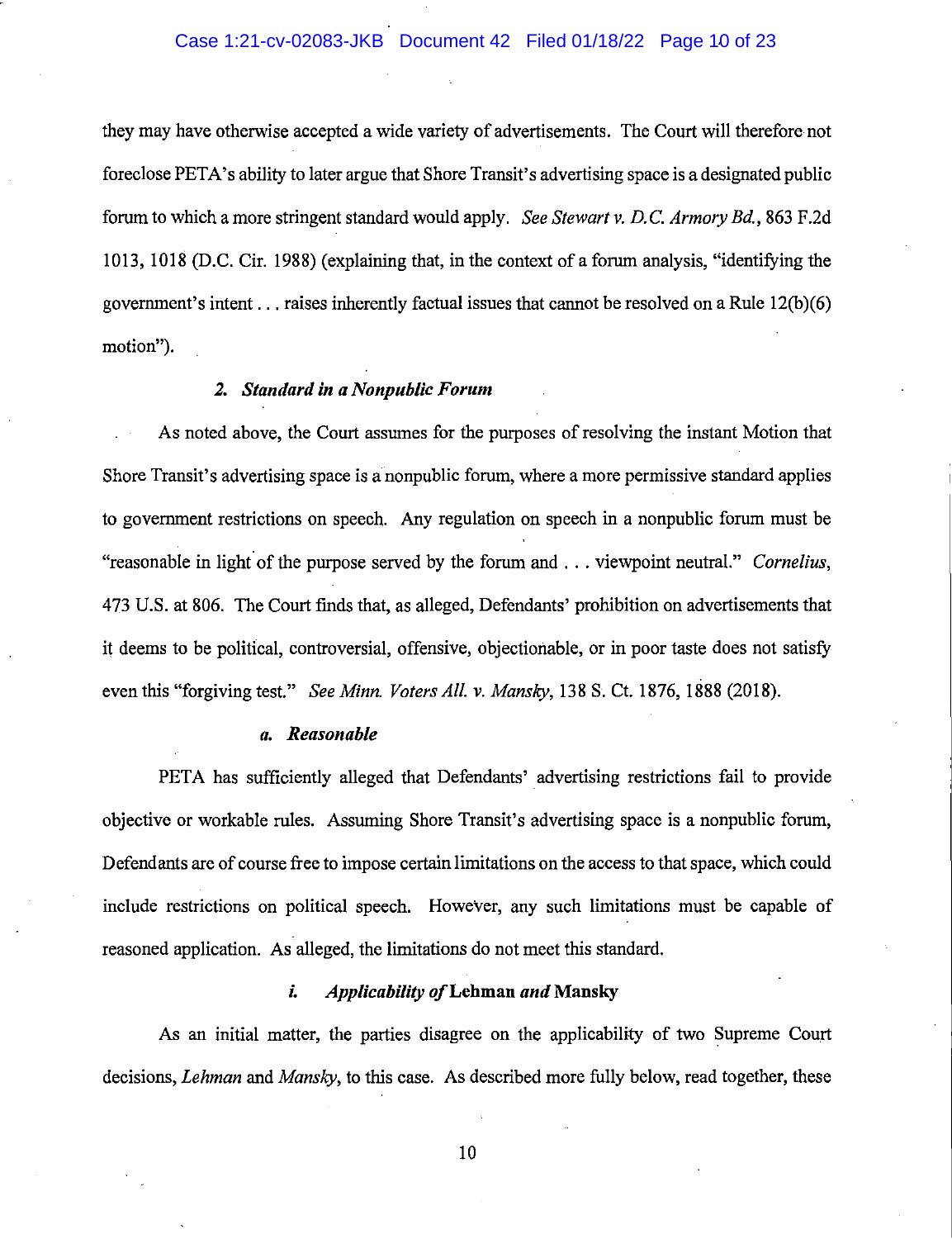they may have otherwise accepted a wide variety of advertisements. The Court will therefore not foreclose PETA's ability to later argue that Shore Transit's advertising space is a designated public forum to which a more stringent standard would apply. *See Stewart v. D.C. Armory Bd.*, 863 F.2d 1013, 1018 (D.C. Cir. 1988) (explaining that, in the context of a forum analysis, "identifying the government's intent . . . raises inherently factual issues that cannot be resolved on a Rule 12(b)(6) motion").

### *2. Standard in a Nonpublic Forum*

As noted above, the Court assumes for the purposes of resolving the instant Motion that Shore Transit's advertising space is a nonpublic forum, where a more permissive standard applies to government restrictions on speech. Any regulation on speech in a nonpublic forum must be "reasonable in light of the purpose served by the forum and . . . viewpoint neutral." *Cornelius*, 473 U.S. at 806. The Court finds that, as alleged, Defendants' prohibition on advertisements that it deems to be political, controversial, offensive, objectionable, or in poor taste does not satisfy even this "forgiving test." *See Minn. Voters All. v. Mansky*, 138 S. Ct. 1876, 1888 (2018).

#### *a. Reasonable*

PETA has sufficiently alleged that Defendants' advertising restrictions fail to provide objective or workable rules. Assuming Shore Transit's advertising space is a nonpublic forum, Defendants are of course free to impose certain limitations on the access to that space, which could include restrictions on political speech. However, any such limitations must be capable of reasoned application. As alleged, the limitations do not meet this standard.

##### *i. Applicability of* **Lehman** *and* **Mansky**

As an initial matter, the parties disagree on the applicability of two Supreme Court decisions, *Lehman* and *Mansky*, to this case. As described more fully below, read together, these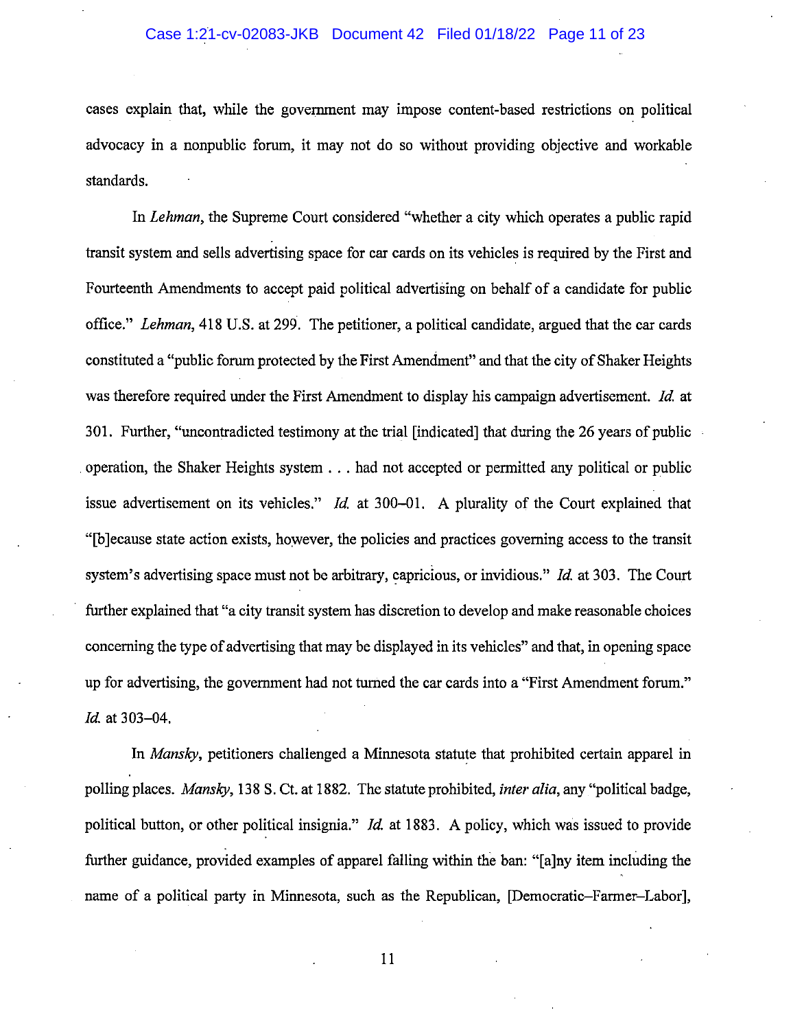cases explain that, while the government may impose content-based restrictions on political advocacy in a nonpublic forum, it may not do so without providing objective and workable standards.

In *Lehman*, the Supreme Court considered "whether a city which operates a public rapid transit system and sells advertising space for car cards on its vehicles is required by the First and Fourteenth Amendments to accept paid political advertising on behalf of a candidate for public office." *Lehman*, 418 U.S. at 299. The petitioner, a political candidate, argued that the car cards constituted a "public forum protected by the First Amendment" and that the city of Shaker Heights was therefore required under the First Amendment to display his campaign advertisement. *Id.* at 301. Further, "uncontradicted testimony at the trial [indicated] that during the 26 years of public operation, the Shaker Heights system . . . had not accepted or permitted any political or public issue advertisement on its vehicles." *Id.* at 300–01. A plurality of the Court explained that "[b]ecause state action exists, however, the policies and practices governing access to the transit system's advertising space must not be arbitrary, capricious, or invidious." *Id.* at 303. The Court further explained that "a city transit system has discretion to develop and make reasonable choices concerning the type of advertising that may be displayed in its vehicles" and that, in opening space up for advertising, the government had not turned the car cards into a "First Amendment forum." *Id.* at 303–04.

In *Mansky*, petitioners challenged a Minnesota statute that prohibited certain apparel in polling places. *Mansky*, 138 S. Ct. at 1882. The statute prohibited, *inter alia*, any "political badge, political button, or other political insignia." *Id.* at 1883. A policy, which was issued to provide further guidance, provided examples of apparel falling within the ban: "[a]ny item including the name of a political party in Minnesota, such as the Republican, [Democratic–Farmer–Labor],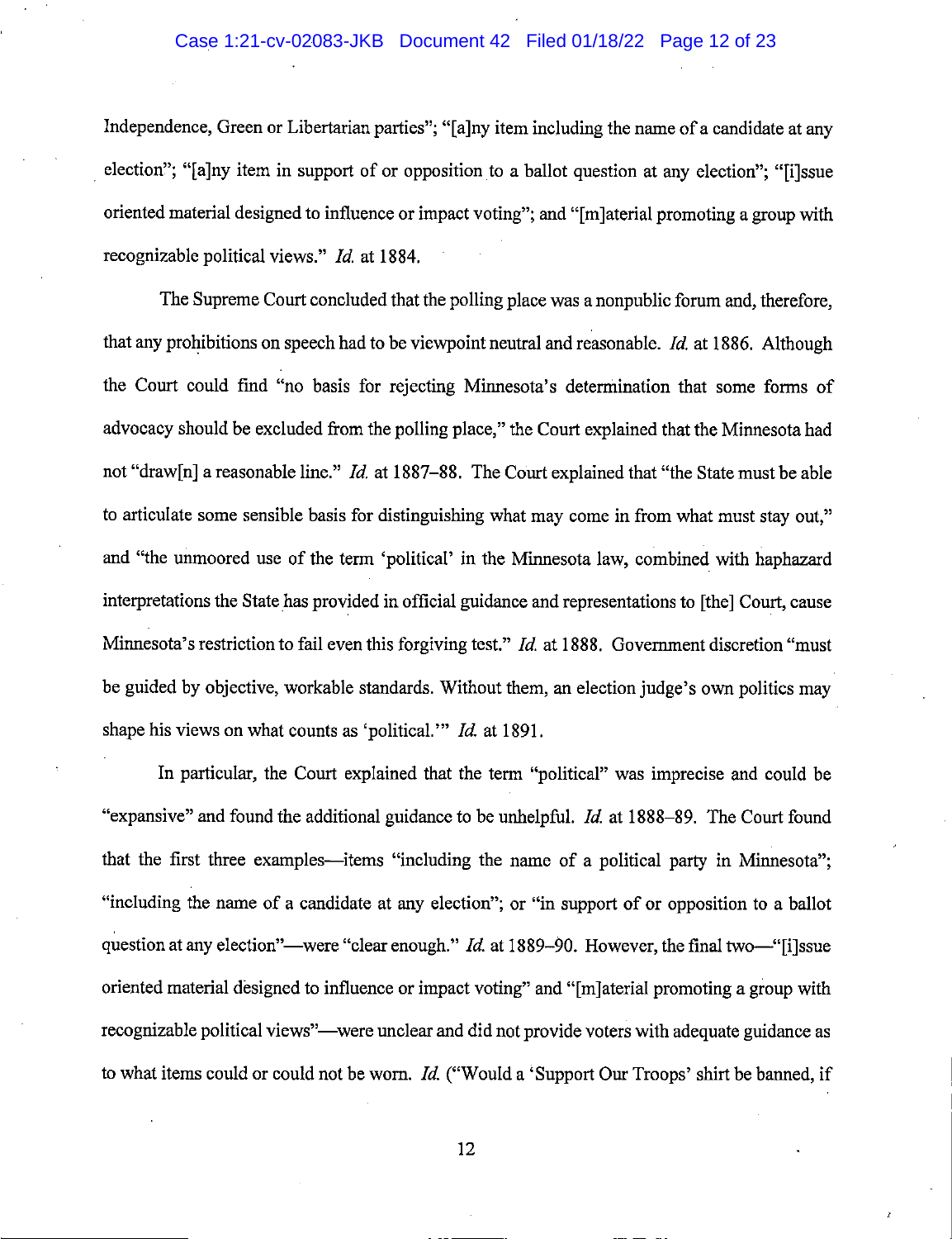Independence, Green or Libertarian parties"; "[a]ny item including the name of a candidate at any election"; "[a]ny item in support of or opposition to a ballot question at any election"; "[i]ssue oriented material designed to influence or impact voting"; and "[m]aterial promoting a group with recognizable political views." *Id.* at 1884.

The Supreme Court concluded that the polling place was a nonpublic forum and, therefore, that any prohibitions on speech had to be viewpoint neutral and reasonable. *Id.* at 1886. Although the Court could find "no basis for rejecting Minnesota's determination that some forms of advocacy should be excluded from the polling place," the Court explained that the Minnesota had not "draw[n] a reasonable line." *Id.* at 1887–88. The Court explained that "the State must be able to articulate some sensible basis for distinguishing what may come in from what must stay out," and "the unmoored use of the term 'political' in the Minnesota law, combined with haphazard interpretations the State has provided in official guidance and representations to [the] Court, cause Minnesota's restriction to fail even this forgiving test." *Id.* at 1888. Government discretion "must be guided by objective, workable standards. Without them, an election judge's own politics may shape his views on what counts as 'political.'" *Id.* at 1891.

In particular, the Court explained that the term "political" was imprecise and could be "expansive" and found the additional guidance to be unhelpful. *Id.* at 1888–89. The Court found that the first three examples—items "including the name of a political party in Minnesota"; "including the name of a candidate at any election"; or "in support of or opposition to a ballot question at any election"—were "clear enough." *Id.* at 1889–90. However, the final two—"[i]ssue oriented material designed to influence or impact voting" and "[m]aterial promoting a group with recognizable political views"—were unclear and did not provide voters with adequate guidance as to what items could or could not be worn. *Id.* ("Would a 'Support Our Troops' shirt be banned, if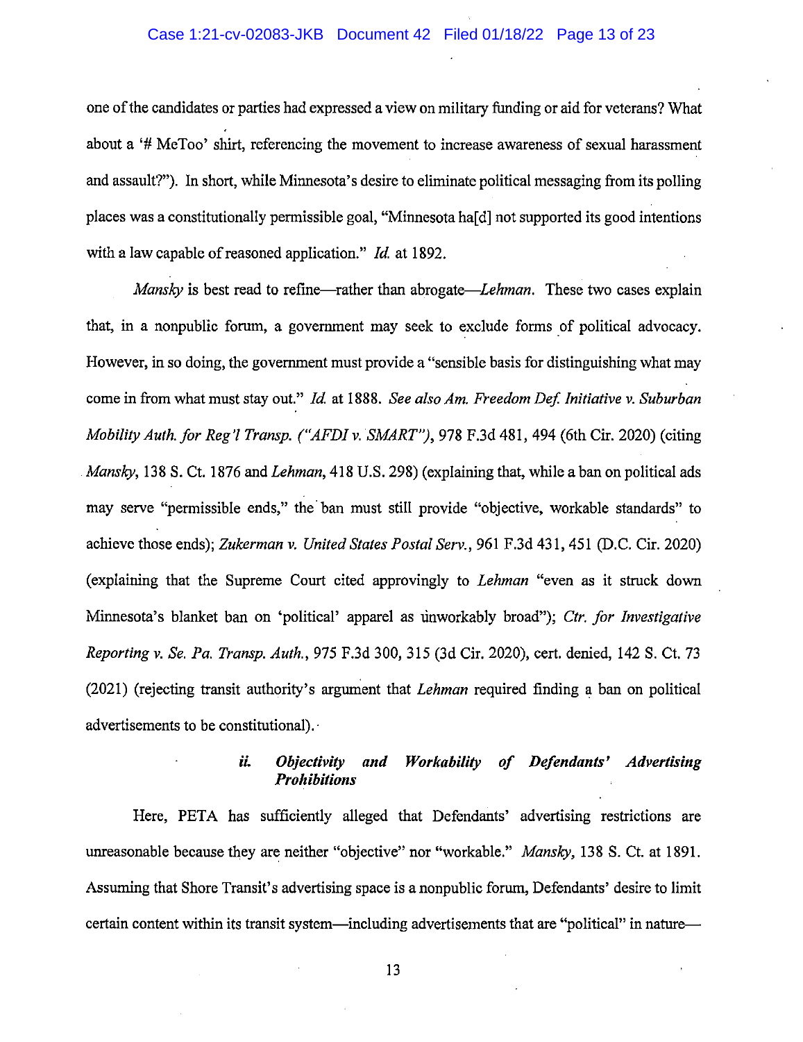one of the candidates or parties had expressed a view on military funding or aid for veterans? What about a '# MeToo' shirt, referencing the movement to increase awareness of sexual harassment and assault?"). In short, while Minnesota's desire to eliminate political messaging from its polling places was a constitutionally permissible goal, "Minnesota ha[d] not supported its good intentions with a law capable of reasoned application." *Id.* at 1892.

*Mansky* is best read to refine—rather than abrogate—*Lehman*. These two cases explain that, in a nonpublic forum, a government may seek to exclude forms of political advocacy. However, in so doing, the government must provide a "sensible basis for distinguishing what may come in from what must stay out." *Id.* at 1888. *See also Am. Freedom Def. Initiative v. Suburban Mobility Auth. for Reg'l Transp. ("AFDI v. SMART")*, 978 F.3d 481, 494 (6th Cir. 2020) (citing *Mansky*, 138 S. Ct. 1876 and *Lehman*, 418 U.S. 298) (explaining that, while a ban on political ads may serve "permissible ends," the ban must still provide "objective, workable standards" to achieve those ends); *Zukerman v. United States Postal Serv.*, 961 F.3d 431, 451 (D.C. Cir. 2020) (explaining that the Supreme Court cited approvingly to *Lehman* "even as it struck down Minnesota's blanket ban on 'political' apparel as unworkably broad"); *Ctr. for Investigative Reporting v. Se. Pa. Transp. Auth.*, 975 F.3d 300, 315 (3d Cir. 2020), cert. denied, 142 S. Ct. 73 (2021) (rejecting transit authority's argument that *Lehman* required finding a ban on political advertisements to be constitutional).

#### *ii. Objectivity and Workability of Defendants' Advertising Prohibitions*

Here, PETA has sufficiently alleged that Defendants' advertising restrictions are unreasonable because they are neither "objective" nor "workable." *Mansky*, 138 S. Ct. at 1891. Assuming that Shore Transit's advertising space is a nonpublic forum, Defendants' desire to limit certain content within its transit system—including advertisements that are "political" in nature—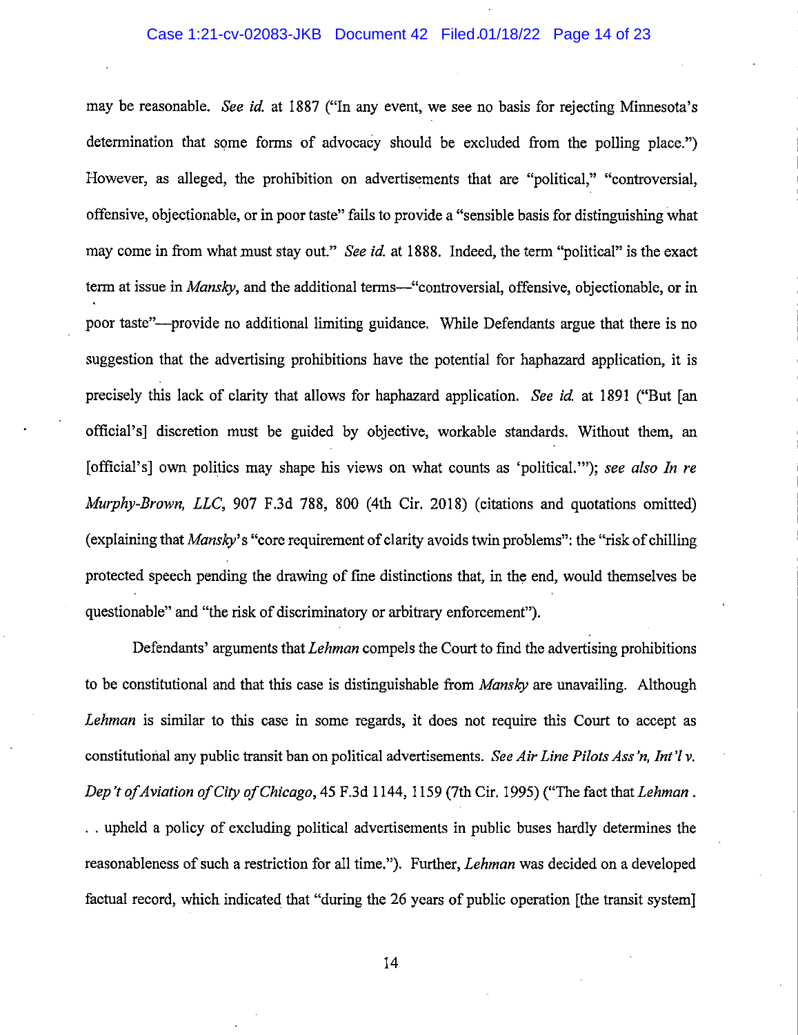may be reasonable. *See id.* at 1887 ("In any event, we see no basis for rejecting Minnesota's determination that some forms of advocacy should be excluded from the polling place.") However, as alleged, the prohibition on advertisements that are "political," "controversial, offensive, objectionable, or in poor taste" fails to provide a "sensible basis for distinguishing what may come in from what must stay out." *See id.* at 1888. Indeed, the term "political" is the exact term at issue in *Mansky*, and the additional terms—"controversial, offensive, objectionable, or in poor taste"—provide no additional limiting guidance. While Defendants argue that there is no suggestion that the advertising prohibitions have the potential for haphazard application, it is precisely this lack of clarity that allows for haphazard application. *See id.* at 1891 ("But [an official's] discretion must be guided by objective, workable standards. Without them, an [official's] own politics may shape his views on what counts as 'political.'"); *see also In re Murphy-Brown, LLC*, 907 F.3d 788, 800 (4th Cir. 2018) (citations and quotations omitted) (explaining that *Mansky*'s "core requirement of clarity avoids twin problems": the "risk of chilling protected speech pending the drawing of fine distinctions that, in the end, would themselves be questionable" and "the risk of discriminatory or arbitrary enforcement").

Defendants' arguments that *Lehman* compels the Court to find the advertising prohibitions to be constitutional and that this case is distinguishable from *Mansky* are unavailing. Although *Lehman* is similar to this case in some regards, it does not require this Court to accept as constitutional any public transit ban on political advertisements. *See Air Line Pilots Ass'n, Int'l v. Dep't of Aviation of City of Chicago*, 45 F.3d 1144, 1159 (7th Cir. 1995) ("The fact that *Lehman* . . . upheld a policy of excluding political advertisements in public buses hardly determines the reasonableness of such a restriction for all time."). Further, *Lehman* was decided on a developed factual record, which indicated that "during the 26 years of public operation [the transit system]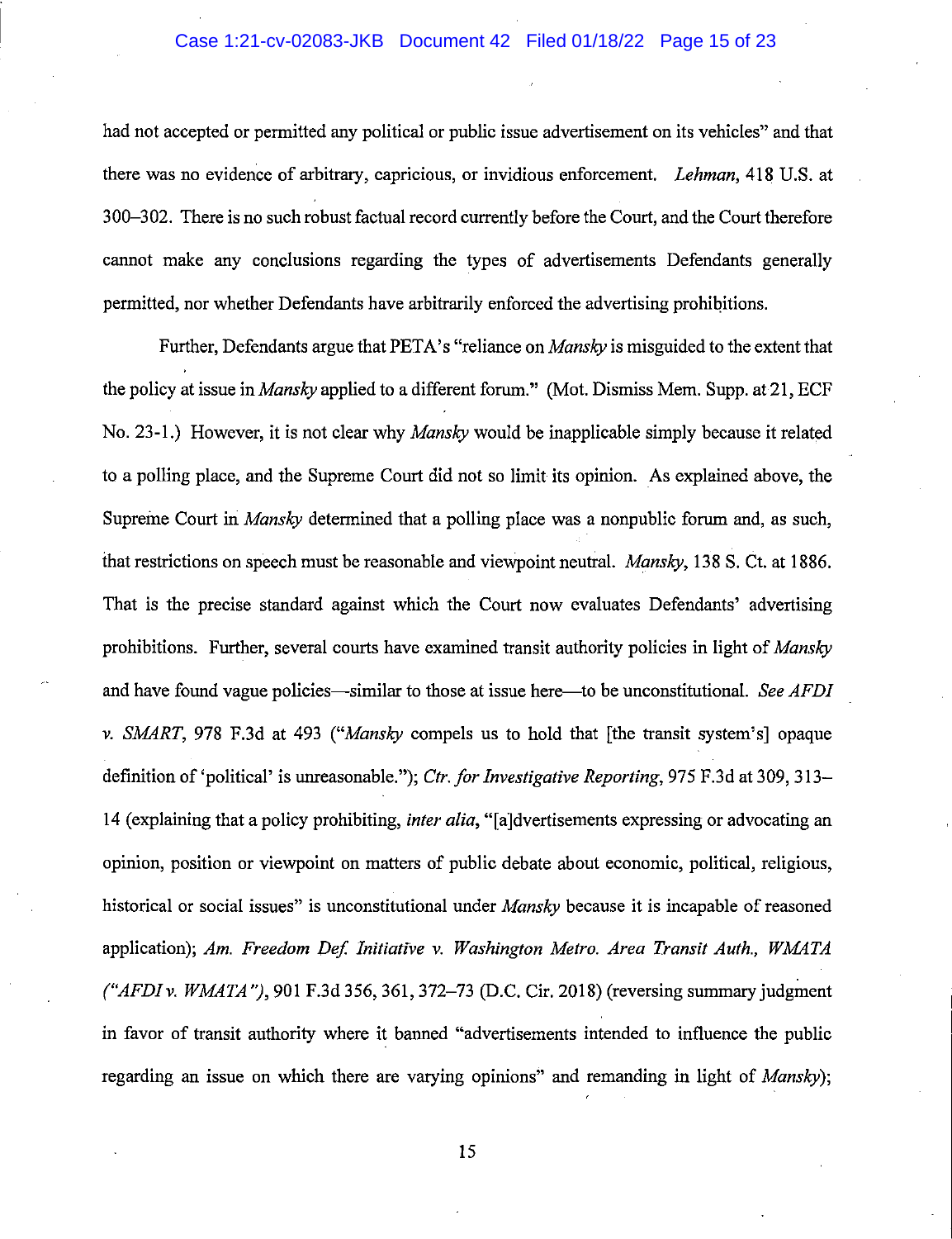had not accepted or permitted any political or public issue advertisement on its vehicles" and that there was no evidence of arbitrary, capricious, or invidious enforcement. *Lehman*, 418 U.S. at 300–302. There is no such robust factual record currently before the Court, and the Court therefore cannot make any conclusions regarding the types of advertisements Defendants generally permitted, nor whether Defendants have arbitrarily enforced the advertising prohibitions.

Further, Defendants argue that PETA's "reliance on *Mansky* is misguided to the extent that the policy at issue in *Mansky* applied to a different forum." (Mot. Dismiss Mem. Supp. at 21, ECF No. 23-1.) However, it is not clear why *Mansky* would be inapplicable simply because it related to a polling place, and the Supreme Court did not so limit its opinion. As explained above, the Supreme Court in *Mansky* determined that a polling place was a nonpublic forum and, as such, that restrictions on speech must be reasonable and viewpoint neutral. *Mansky*, 138 S. Ct. at 1886. That is the precise standard against which the Court now evaluates Defendants' advertising prohibitions. Further, several courts have examined transit authority policies in light of *Mansky* and have found vague policies—similar to those at issue here—to be unconstitutional. *See AFDI v. SMART*, 978 F.3d at 493 ("*Mansky* compels us to hold that [the transit system's] opaque definition of 'political' is unreasonable."); *Ctr. for Investigative Reporting*, 975 F.3d at 309, 313–14 (explaining that a policy prohibiting, *inter alia*, "[a]dvertisements expressing or advocating an opinion, position or viewpoint on matters of public debate about economic, political, religious, historical or social issues" is unconstitutional under *Mansky* because it is incapable of reasoned application); *Am. Freedom Def. Initiative v. Washington Metro. Area Transit Auth., WMATA ("AFDI v. WMATA")*, 901 F.3d 356, 361, 372–73 (D.C. Cir. 2018) (reversing summary judgment in favor of transit authority where it banned "advertisements intended to influence the public regarding an issue on which there are varying opinions" and remanding in light of *Mansky*);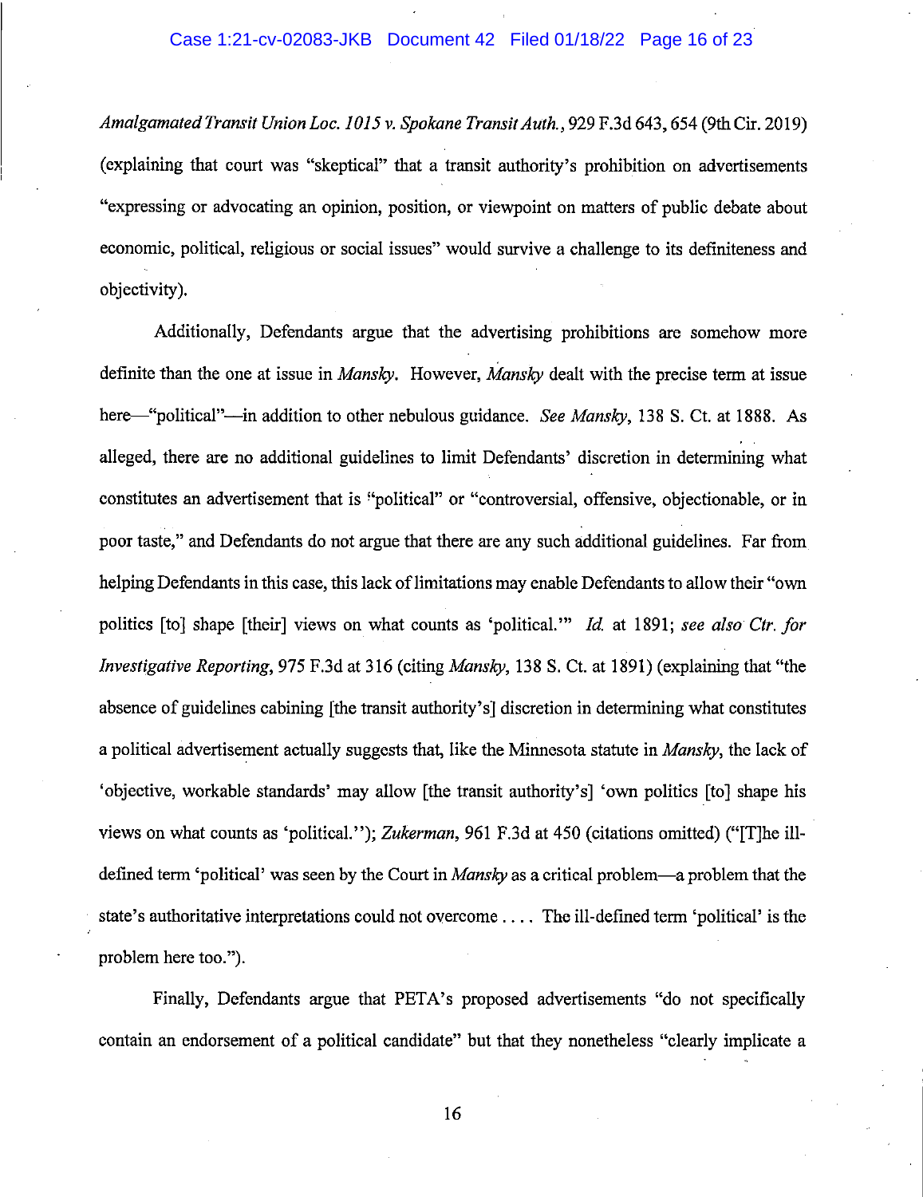*Amalgamated Transit Union Loc. 1015 v. Spokane Transit Auth.*, 929 F.3d 643, 654 (9th Cir. 2019) (explaining that court was "skeptical" that a transit authority's prohibition on advertisements "expressing or advocating an opinion, position, or viewpoint on matters of public debate about economic, political, religious or social issues" would survive a challenge to its definiteness and objectivity).

Additionally, Defendants argue that the advertising prohibitions are somehow more definite than the one at issue in *Mansky*. However, *Mansky* dealt with the precise term at issue here—"political"—in addition to other nebulous guidance. *See Mansky*, 138 S. Ct. at 1888. As alleged, there are no additional guidelines to limit Defendants' discretion in determining what constitutes an advertisement that is "political" or "controversial, offensive, objectionable, or in poor taste," and Defendants do not argue that there are any such additional guidelines. Far from helping Defendants in this case, this lack of limitations may enable Defendants to allow their "own politics [to] shape [their] views on what counts as 'political.'" *Id.* at 1891; *see also Ctr. for Investigative Reporting*, 975 F.3d at 316 (citing *Mansky*, 138 S. Ct. at 1891) (explaining that "the absence of guidelines cabining [the transit authority's] discretion in determining what constitutes a political advertisement actually suggests that, like the Minnesota statute in *Mansky*, the lack of 'objective, workable standards' may allow [the transit authority's] 'own politics [to] shape his views on what counts as 'political.''"); *Zukerman*, 961 F.3d at 450 (citations omitted) ("[T]he ill-defined term 'political' was seen by the Court in *Mansky* as a critical problem—a problem that the state's authoritative interpretations could not overcome . . . . The ill-defined term 'political' is the problem here too.").

Finally, Defendants argue that PETA's proposed advertisements "do not specifically contain an endorsement of a political candidate" but that they nonetheless "clearly implicate a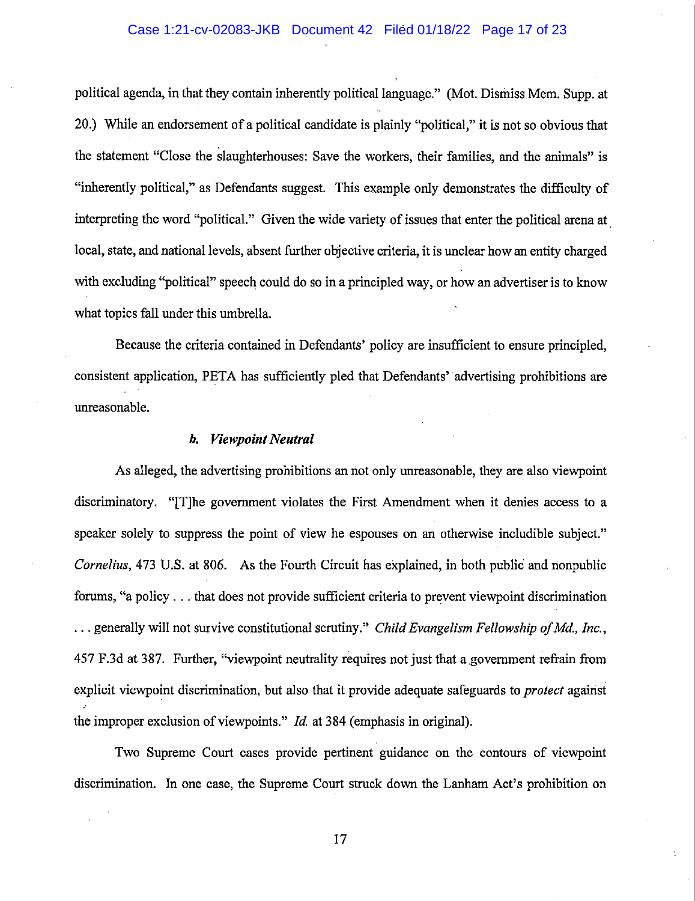political agenda, in that they contain inherently political language." (Mot. Dismiss Mem. Supp. at 20.) While an endorsement of a political candidate is plainly "political," it is not so obvious that the statement "Close the slaughterhouses: Save the workers, their families, and the animals" is "inherently political," as Defendants suggest. This example only demonstrates the difficulty of interpreting the word "political." Given the wide variety of issues that enter the political arena at local, state, and national levels, absent further objective criteria, it is unclear how an entity charged with excluding "political" speech could do so in a principled way, or how an advertiser is to know what topics fall under this umbrella.

Because the criteria contained in Defendants' policy are insufficient to ensure principled, consistent application, PETA has sufficiently pled that Defendants' advertising prohibitions are unreasonable.

***b. Viewpoint Neutral***

As alleged, the advertising prohibitions an not only unreasonable, they are also viewpoint discriminatory. "[T]he government violates the First Amendment when it denies access to a speaker solely to suppress the point of view he espouses on an otherwise includible subject." *Cornelius*, 473 U.S. at 806. As the Fourth Circuit has explained, in both public and nonpublic forums, "a policy . . . that does not provide sufficient criteria to prevent viewpoint discrimination . . . generally will not survive constitutional scrutiny." *Child Evangelism Fellowship of Md., Inc.*, 457 F.3d at 387. Further, "viewpoint neutrality requires not just that a government refrain from explicit viewpoint discrimination, but also that it provide adequate safeguards to *protect* against the improper exclusion of viewpoints." *Id.* at 384 (emphasis in original).

Two Supreme Court cases provide pertinent guidance on the contours of viewpoint discrimination. In one case, the Supreme Court struck down the Lanham Act's prohibition on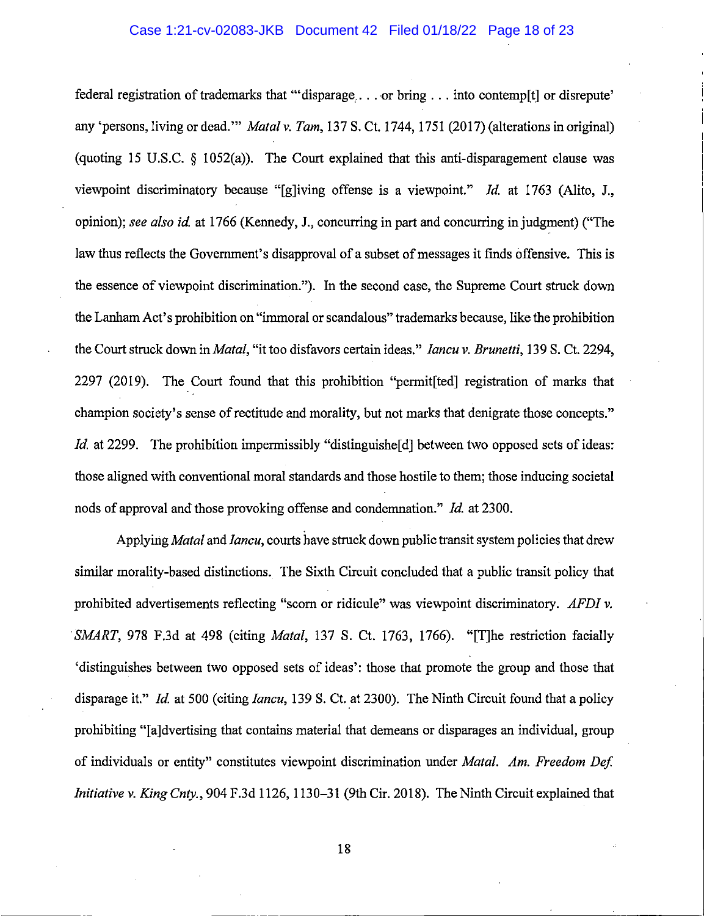federal registration of trademarks that "'disparage . . . or bring . . . into contemp[t] or disrepute' any 'persons, living or dead.'" *Matal v. Tam*, 137 S. Ct. 1744, 1751 (2017) (alterations in original) (quoting 15 U.S.C. § 1052(a)). The Court explained that this anti-disparagement clause was viewpoint discriminatory because "[g]iving offense is a viewpoint." *Id.* at 1763 (Alito, J., opinion); *see also id.* at 1766 (Kennedy, J., concurring in part and concurring in judgment) ("The law thus reflects the Government's disapproval of a subset of messages it finds offensive. This is the essence of viewpoint discrimination."). In the second case, the Supreme Court struck down the Lanham Act's prohibition on "immoral or scandalous" trademarks because, like the prohibition the Court struck down in *Matal*, "it too disfavors certain ideas." *Iancu v. Brunetti*, 139 S. Ct. 2294, 2297 (2019). The Court found that this prohibition "permit[ted] registration of marks that champion society's sense of rectitude and morality, but not marks that denigrate those concepts." *Id.* at 2299. The prohibition impermissibly "distinguishe[d] between two opposed sets of ideas: those aligned with conventional moral standards and those hostile to them; those inducing societal nods of approval and those provoking offense and condemnation." *Id.* at 2300.

Applying *Matal* and *Iancu*, courts have struck down public transit system policies that drew similar morality-based distinctions. The Sixth Circuit concluded that a public transit policy that prohibited advertisements reflecting "scorn or ridicule" was viewpoint discriminatory. *AFDI v. SMART*, 978 F.3d at 498 (citing *Matal*, 137 S. Ct. 1763, 1766). "[T]he restriction facially 'distinguishes between two opposed sets of ideas': those that promote the group and those that disparage it." *Id.* at 500 (citing *Iancu*, 139 S. Ct. at 2300). The Ninth Circuit found that a policy prohibiting "[a]dvertising that contains material that demeans or disparages an individual, group of individuals or entity" constitutes viewpoint discrimination under *Matal*. *Am. Freedom Def. Initiative v. King Cnty.*, 904 F.3d 1126, 1130–31 (9th Cir. 2018). The Ninth Circuit explained that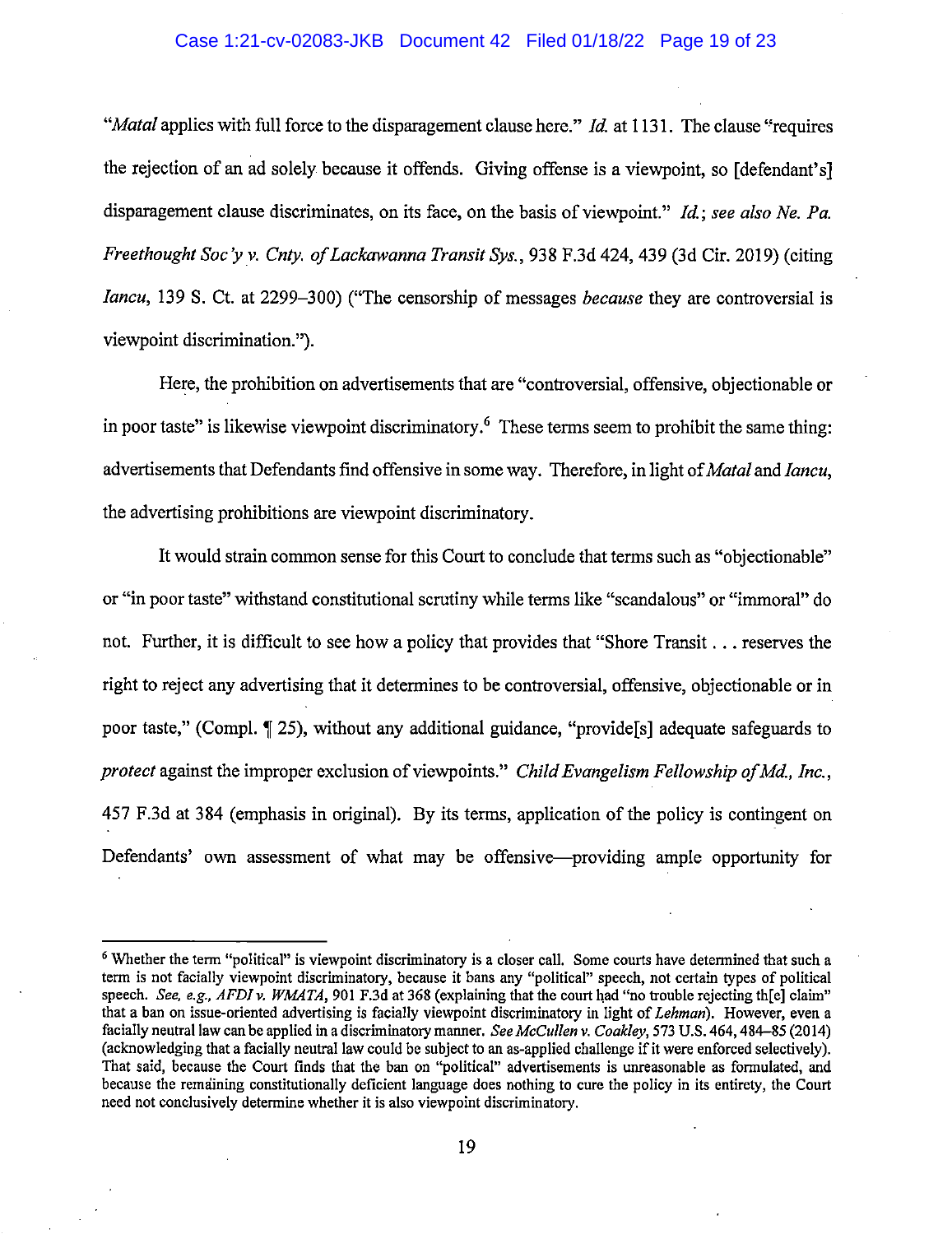"*Matal* applies with full force to the disparagement clause here." *Id.* at 1131. The clause "requires the rejection of an ad solely because it offends. Giving offense is a viewpoint, so [defendant's] disparagement clause discriminates, on its face, on the basis of viewpoint." *Id.*; *see also Ne. Pa. Freethought Soc'y v. Cnty. of Lackawanna Transit Sys.*, 938 F.3d 424, 439 (3d Cir. 2019) (citing *Iancu*, 139 S. Ct. at 2299–300) ("The censorship of messages *because* they are controversial is viewpoint discrimination.").

Here, the prohibition on advertisements that are "controversial, offensive, objectionable or in poor taste" is likewise viewpoint discriminatory.[6] These terms seem to prohibit the same thing: advertisements that Defendants find offensive in some way. Therefore, in light of *Matal* and *Iancu*, the advertising prohibitions are viewpoint discriminatory.

It would strain common sense for this Court to conclude that terms such as "objectionable" or "in poor taste" withstand constitutional scrutiny while terms like "scandalous" or "immoral" do not. Further, it is difficult to see how a policy that provides that "Shore Transit . . . reserves the right to reject any advertising that it determines to be controversial, offensive, objectionable or in poor taste," (Compl. ¶ 25), without any additional guidance, "provide[s] adequate safeguards to *protect* against the improper exclusion of viewpoints." *Child Evangelism Fellowship of Md., Inc.*, 457 F.3d at 384 (emphasis in original). By its terms, application of the policy is contingent on Defendants' own assessment of what may be offensive—providing ample opportunity for

---

[6] Whether the term "political" is viewpoint discriminatory is a closer call. Some courts have determined that such a term is not facially viewpoint discriminatory, because it bans any "political" speech, not certain types of political speech. *See, e.g., AFDI v. WMATA*, 901 F.3d at 368 (explaining that the court had "no trouble rejecting th[e] claim" that a ban on issue-oriented advertising is facially viewpoint discriminatory in light of *Lehman*). However, even a facially neutral law can be applied in a discriminatory manner. *See McCullen v. Coakley*, 573 U.S. 464, 484–85 (2014) (acknowledging that a facially neutral law could be subject to an as-applied challenge if it were enforced selectively). That said, because the Court finds that the ban on "political" advertisements is unreasonable as formulated, and because the remaining constitutionally deficient language does nothing to cure the policy in its entirety, the Court need not conclusively determine whether it is also viewpoint discriminatory.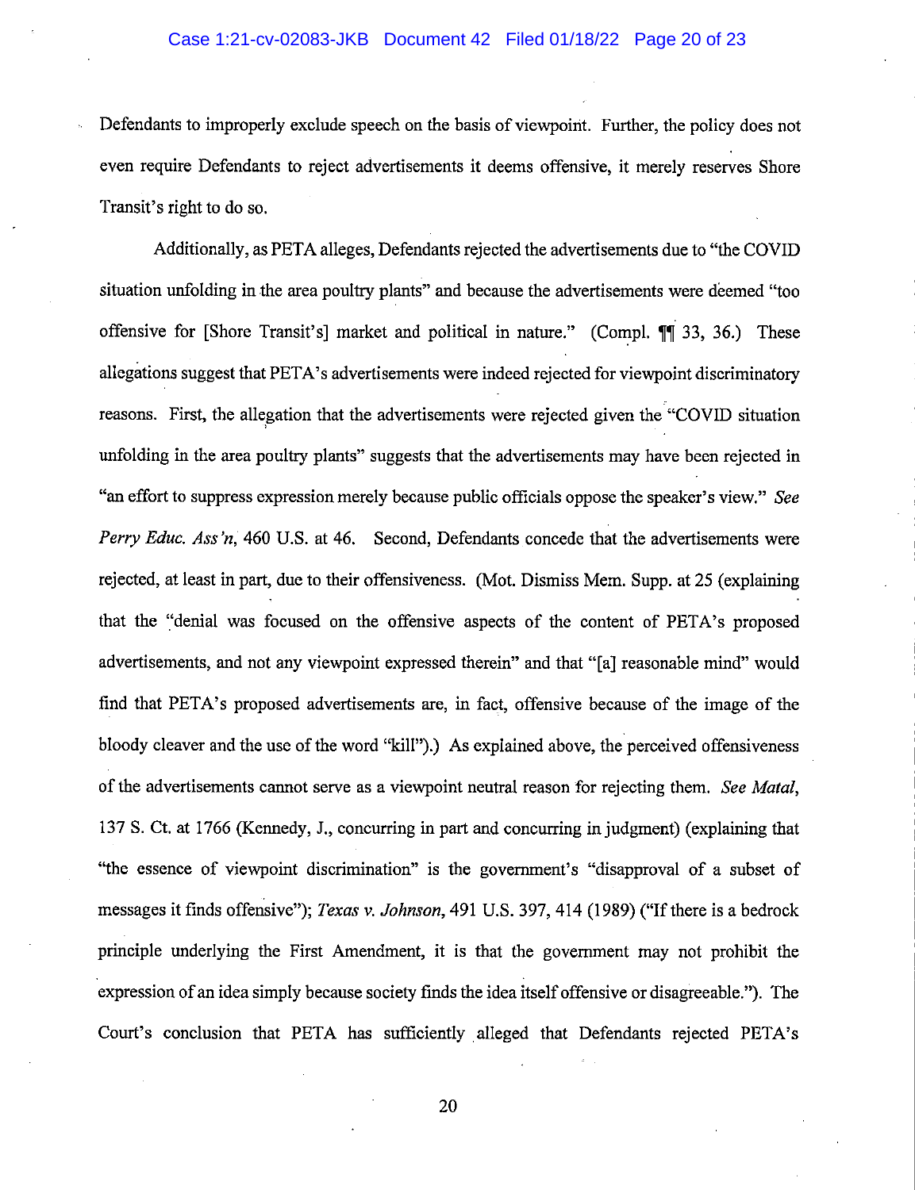Defendants to improperly exclude speech on the basis of viewpoint. Further, the policy does not even require Defendants to reject advertisements it deems offensive, it merely reserves Shore Transit's right to do so.

Additionally, as PETA alleges, Defendants rejected the advertisements due to "the COVID situation unfolding in the area poultry plants" and because the advertisements were deemed "too offensive for [Shore Transit's] market and political in nature." (Compl. ¶¶ 33, 36.) These allegations suggest that PETA's advertisements were indeed rejected for viewpoint discriminatory reasons. First, the allegation that the advertisements were rejected given the "COVID situation unfolding in the area poultry plants" suggests that the advertisements may have been rejected in "an effort to suppress expression merely because public officials oppose the speaker's view." *See Perry Educ. Ass'n*, 460 U.S. at 46. Second, Defendants concede that the advertisements were rejected, at least in part, due to their offensiveness. (Mot. Dismiss Mem. Supp. at 25 (explaining that the "denial was focused on the offensive aspects of the content of PETA's proposed advertisements, and not any viewpoint expressed therein" and that "[a] reasonable mind" would find that PETA's proposed advertisements are, in fact, offensive because of the image of the bloody cleaver and the use of the word "kill").) As explained above, the perceived offensiveness of the advertisements cannot serve as a viewpoint neutral reason for rejecting them. *See Matal*, 137 S. Ct. at 1766 (Kennedy, J., concurring in part and concurring in judgment) (explaining that "the essence of viewpoint discrimination" is the government's "disapproval of a subset of messages it finds offensive"); *Texas v. Johnson*, 491 U.S. 397, 414 (1989) ("If there is a bedrock principle underlying the First Amendment, it is that the government may not prohibit the expression of an idea simply because society finds the idea itself offensive or disagreeable."). The Court's conclusion that PETA has sufficiently alleged that Defendants rejected PETA's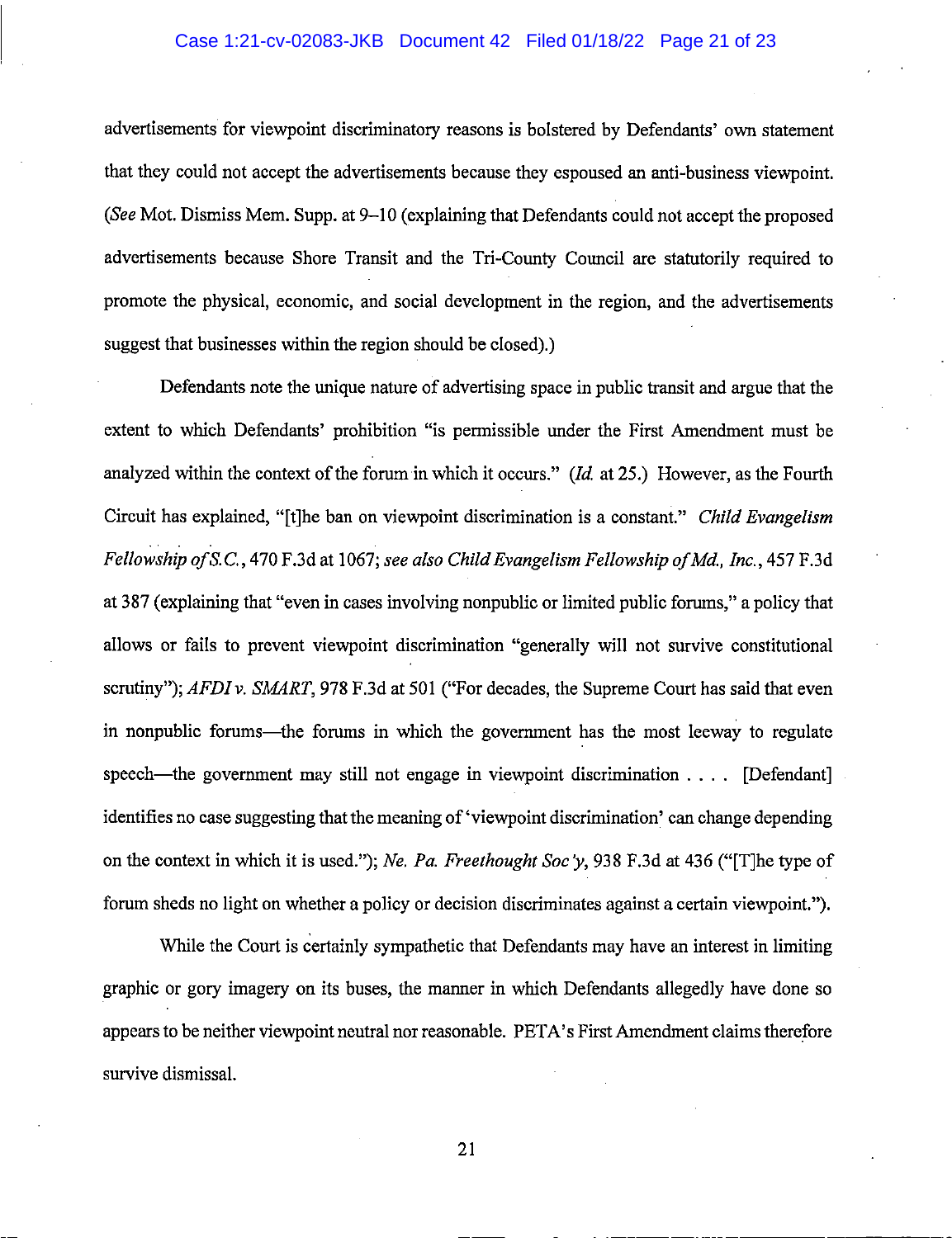advertisements for viewpoint discriminatory reasons is bolstered by Defendants' own statement that they could not accept the advertisements because they espoused an anti-business viewpoint. (*See* Mot. Dismiss Mem. Supp. at 9–10 (explaining that Defendants could not accept the proposed advertisements because Shore Transit and the Tri-County Council are statutorily required to promote the physical, economic, and social development in the region, and the advertisements suggest that businesses within the region should be closed).)

Defendants note the unique nature of advertising space in public transit and argue that the extent to which Defendants' prohibition "is permissible under the First Amendment must be analyzed within the context of the forum in which it occurs." (*Id.* at 25.) However, as the Fourth Circuit has explained, "[t]he ban on viewpoint discrimination is a constant." *Child Evangelism Fellowship of S.C.*, 470 F.3d at 1067; *see also Child Evangelism Fellowship of Md., Inc.*, 457 F.3d at 387 (explaining that "even in cases involving nonpublic or limited public forums," a policy that allows or fails to prevent viewpoint discrimination "generally will not survive constitutional scrutiny"); *AFDI v. SMART*, 978 F.3d at 501 ("For decades, the Supreme Court has said that even in nonpublic forums—the forums in which the government has the most leeway to regulate speech—the government may still not engage in viewpoint discrimination . . . . [Defendant] identifies no case suggesting that the meaning of 'viewpoint discrimination' can change depending on the context in which it is used."); *Ne. Pa. Freethought Soc'y*, 938 F.3d at 436 ("[T]he type of forum sheds no light on whether a policy or decision discriminates against a certain viewpoint.").

While the Court is certainly sympathetic that Defendants may have an interest in limiting graphic or gory imagery on its buses, the manner in which Defendants allegedly have done so appears to be neither viewpoint neutral nor reasonable. PETA's First Amendment claims therefore survive dismissal.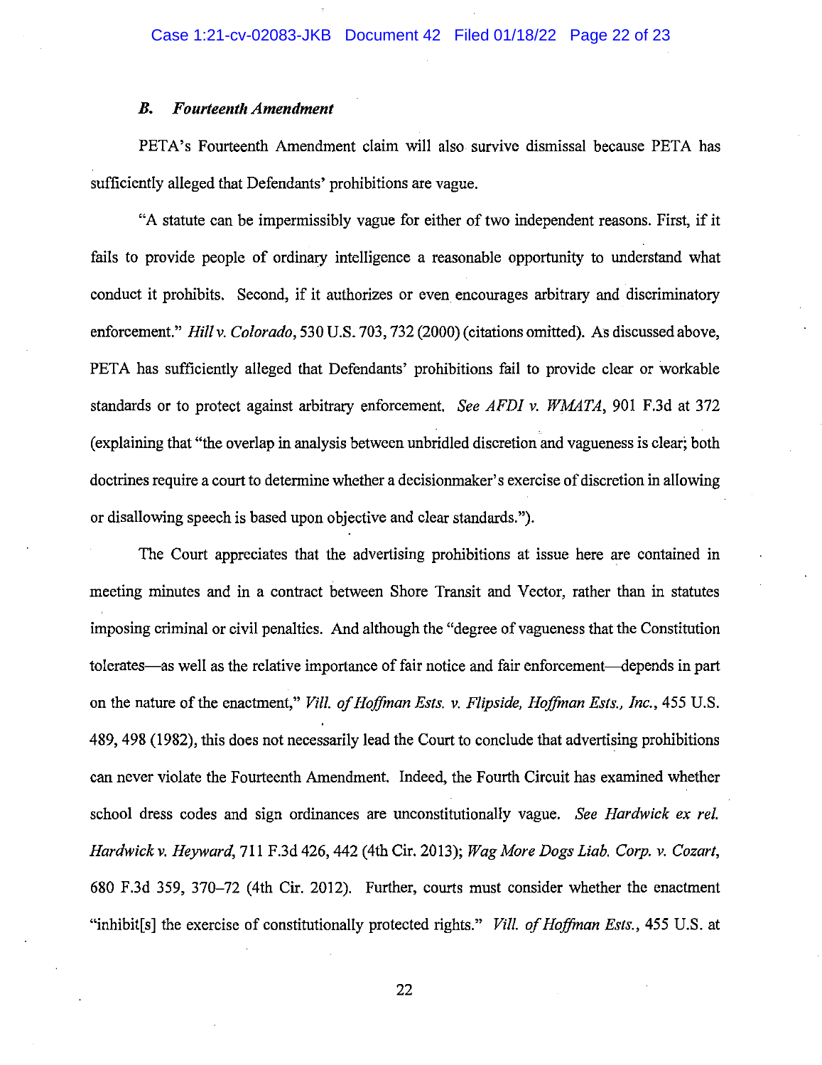### *B. Fourteenth Amendment*

PETA's Fourteenth Amendment claim will also survive dismissal because PETA has sufficiently alleged that Defendants' prohibitions are vague.

"A statute can be impermissibly vague for either of two independent reasons. First, if it fails to provide people of ordinary intelligence a reasonable opportunity to understand what conduct it prohibits. Second, if it authorizes or even encourages arbitrary and discriminatory enforcement." *Hill v. Colorado*, 530 U.S. 703, 732 (2000) (citations omitted). As discussed above, PETA has sufficiently alleged that Defendants' prohibitions fail to provide clear or workable standards or to protect against arbitrary enforcement. *See AFDI v. WMATA*, 901 F.3d at 372 (explaining that "the overlap in analysis between unbridled discretion and vagueness is clear; both doctrines require a court to determine whether a decisionmaker's exercise of discretion in allowing or disallowing speech is based upon objective and clear standards.").

The Court appreciates that the advertising prohibitions at issue here are contained in meeting minutes and in a contract between Shore Transit and Vector, rather than in statutes imposing criminal or civil penalties. And although the "degree of vagueness that the Constitution tolerates—as well as the relative importance of fair notice and fair enforcement—depends in part on the nature of the enactment," *Vill. of Hoffman Ests. v. Flipside, Hoffman Ests., Inc.*, 455 U.S. 489, 498 (1982), this does not necessarily lead the Court to conclude that advertising prohibitions can never violate the Fourteenth Amendment. Indeed, the Fourth Circuit has examined whether school dress codes and sign ordinances are unconstitutionally vague. *See Hardwick ex rel. Hardwick v. Heyward*, 711 F.3d 426, 442 (4th Cir. 2013); *Wag More Dogs Liab. Corp. v. Cozart*, 680 F.3d 359, 370–72 (4th Cir. 2012). Further, courts must consider whether the enactment "inhibit[s] the exercise of constitutionally protected rights." *Vill. of Hoffman Ests.*, 455 U.S. at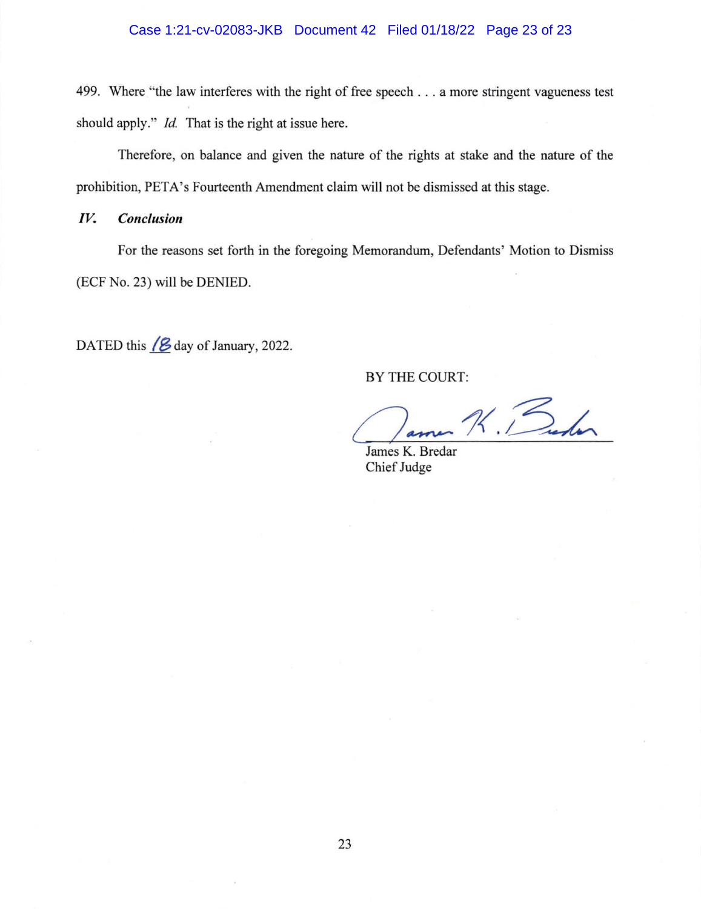499. Where "the law interferes with the right of free speech . . . a more stringent vagueness test should apply." *Id.* That is the right at issue here.

Therefore, on balance and given the nature of the rights at stake and the nature of the prohibition, PETA's Fourteenth Amendment claim will not be dismissed at this stage.

## *IV. Conclusion*

For the reasons set forth in the foregoing Memorandum, Defendants' Motion to Dismiss (ECF No. 23) will be DENIED.

DATED this 18 day of January, 2022.

BY THE COURT:

James K. Bredar
Chief Judge